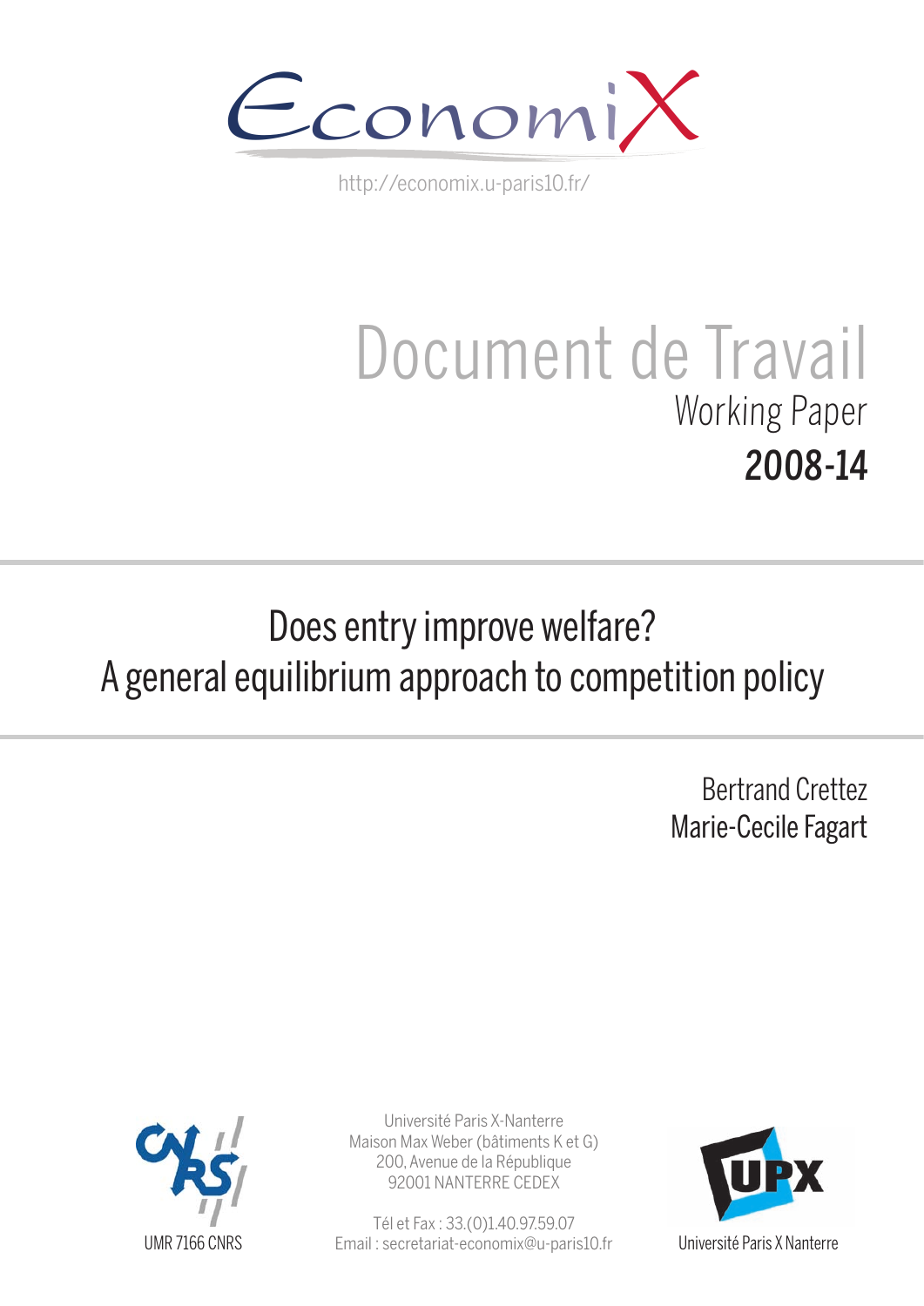EconomiX

http://economix.u-paris10.fr/

# Document de Travail

Working Paper

**2008-14**

## Does entry improve welfare? A general equilibrium approach to competition policy

Bertrand Crettez

Marie-Cecile Fagart

UMR 7166 CNRS

Université Paris X-Nanterre
Maison Max Weber (bâtiments K et G)
200, Avenue de la République
92001 NANTERRE CEDEX

Tél et Fax : 33.(0)1.40.97.59.07
Email : secretariat-economix@u-paris10.fr

Université Paris X Nanterre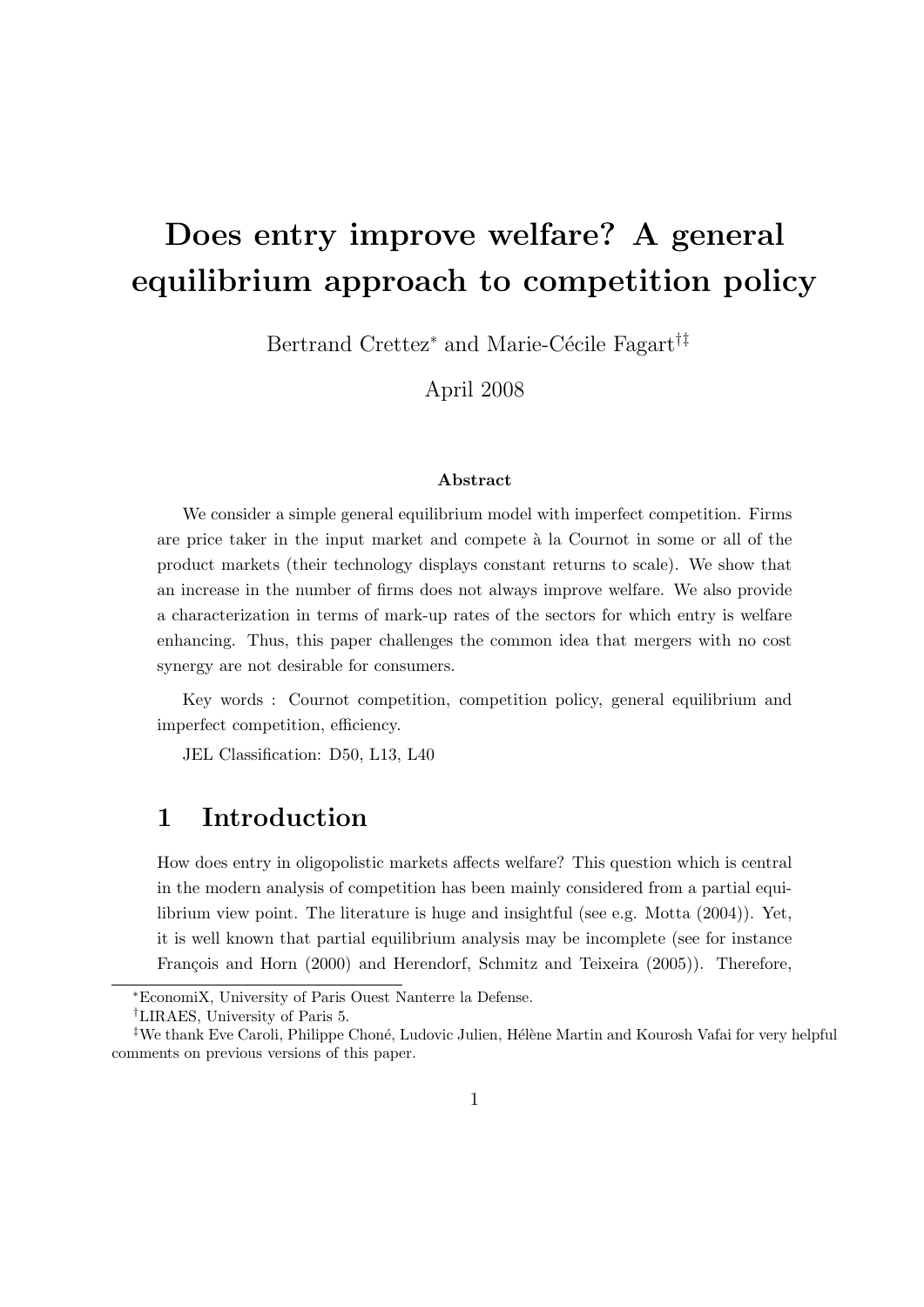# Does entry improve welfare? A general equilibrium approach to competition policy

Bertrand Crettez[*] and Marie-Cécile Fagart[†‡]

April 2008

**Abstract**

We consider a simple general equilibrium model with imperfect competition. Firms are price taker in the input market and compete à la Cournot in some or all of the product markets (their technology displays constant returns to scale). We show that an increase in the number of firms does not always improve welfare. We also provide a characterization in terms of mark-up rates of the sectors for which entry is welfare enhancing. Thus, this paper challenges the common idea that mergers with no cost synergy are not desirable for consumers.

Key words : Cournot competition, competition policy, general equilibrium and imperfect competition, efficiency.

JEL Classification: D50, L13, L40

## 1 Introduction

How does entry in oligopolistic markets affects welfare? This question which is central in the modern analysis of competition has been mainly considered from a partial equilibrium view point. The literature is huge and insightful (see e.g. Motta (2004)). Yet, it is well known that partial equilibrium analysis may be incomplete (see for instance François and Horn (2000) and Herendorf, Schmitz and Teixeira (2005)). Therefore,

[*] EconomiX, University of Paris Ouest Nanterre la Defense.

[†] LIRAES, University of Paris 5.

[‡] We thank Eve Caroli, Philippe Choné, Ludovic Julien, Hélène Martin and Kourosh Vafai for very helpful comments on previous versions of this paper.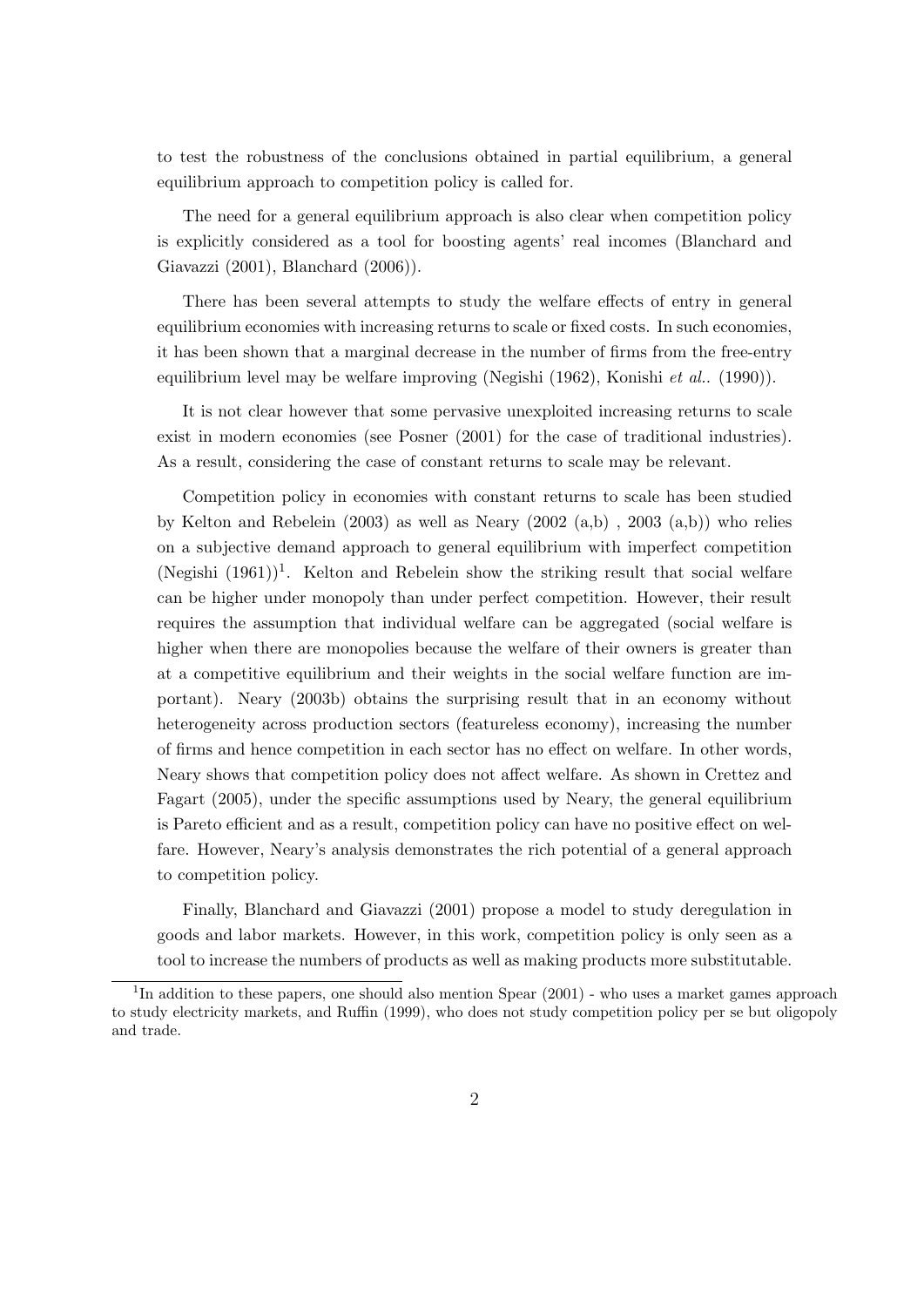to test the robustness of the conclusions obtained in partial equilibrium, a general equilibrium approach to competition policy is called for.

The need for a general equilibrium approach is also clear when competition policy is explicitly considered as a tool for boosting agents' real incomes (Blanchard and Giavazzi (2001), Blanchard (2006)).

There has been several attempts to study the welfare effects of entry in general equilibrium economies with increasing returns to scale or fixed costs. In such economies, it has been shown that a marginal decrease in the number of firms from the free-entry equilibrium level may be welfare improving (Negishi (1962), Konishi *et al.*. (1990)).

It is not clear however that some pervasive unexploited increasing returns to scale exist in modern economies (see Posner (2001) for the case of traditional industries). As a result, considering the case of constant returns to scale may be relevant.

Competition policy in economies with constant returns to scale has been studied by Kelton and Rebelein (2003) as well as Neary (2002 (a,b) , 2003 (a,b)) who relies on a subjective demand approach to general equilibrium with imperfect competition (Negishi (1961))[1]. Kelton and Rebelein show the striking result that social welfare can be higher under monopoly than under perfect competition. However, their result requires the assumption that individual welfare can be aggregated (social welfare is higher when there are monopolies because the welfare of their owners is greater than at a competitive equilibrium and their weights in the social welfare function are important). Neary (2003b) obtains the surprising result that in an economy without heterogeneity across production sectors (featureless economy), increasing the number of firms and hence competition in each sector has no effect on welfare. In other words, Neary shows that competition policy does not affect welfare. As shown in Crettez and Fagart (2005), under the specific assumptions used by Neary, the general equilibrium is Pareto efficient and as a result, competition policy can have no positive effect on welfare. However, Neary's analysis demonstrates the rich potential of a general approach to competition policy.

Finally, Blanchard and Giavazzi (2001) propose a model to study deregulation in goods and labor markets. However, in this work, competition policy is only seen as a tool to increase the numbers of products as well as making products more substitutable.

[1] In addition to these papers, one should also mention Spear (2001) - who uses a market games approach to study electricity markets, and Ruffin (1999), who does not study competition policy per se but oligopoly and trade.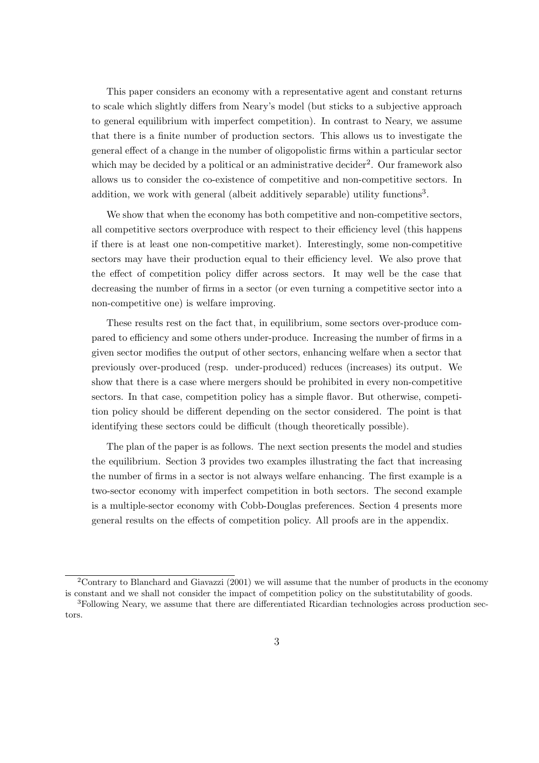This paper considers an economy with a representative agent and constant returns to scale which slightly differs from Neary's model (but sticks to a subjective approach to general equilibrium with imperfect competition). In contrast to Neary, we assume that there is a finite number of production sectors. This allows us to investigate the general effect of a change in the number of oligopolistic firms within a particular sector which may be decided by a political or an administrative decider[2]. Our framework also allows us to consider the co-existence of competitive and non-competitive sectors. In addition, we work with general (albeit additively separable) utility functions[3].

We show that when the economy has both competitive and non-competitive sectors, all competitive sectors overproduce with respect to their efficiency level (this happens if there is at least one non-competitive market). Interestingly, some non-competitive sectors may have their production equal to their efficiency level. We also prove that the effect of competition policy differ across sectors. It may well be the case that decreasing the number of firms in a sector (or even turning a competitive sector into a non-competitive one) is welfare improving.

These results rest on the fact that, in equilibrium, some sectors over-produce compared to efficiency and some others under-produce. Increasing the number of firms in a given sector modifies the output of other sectors, enhancing welfare when a sector that previously over-produced (resp. under-produced) reduces (increases) its output. We show that there is a case where mergers should be prohibited in every non-competitive sectors. In that case, competition policy has a simple flavor. But otherwise, competition policy should be different depending on the sector considered. The point is that identifying these sectors could be difficult (though theoretically possible).

The plan of the paper is as follows. The next section presents the model and studies the equilibrium. Section 3 provides two examples illustrating the fact that increasing the number of firms in a sector is not always welfare enhancing. The first example is a two-sector economy with imperfect competition in both sectors. The second example is a multiple-sector economy with Cobb-Douglas preferences. Section 4 presents more general results on the effects of competition policy. All proofs are in the appendix.

[2] Contrary to Blanchard and Giavazzi (2001) we will assume that the number of products in the economy is constant and we shall not consider the impact of competition policy on the substitutability of goods.

[3] Following Neary, we assume that there are differentiated Ricardian technologies across production sectors.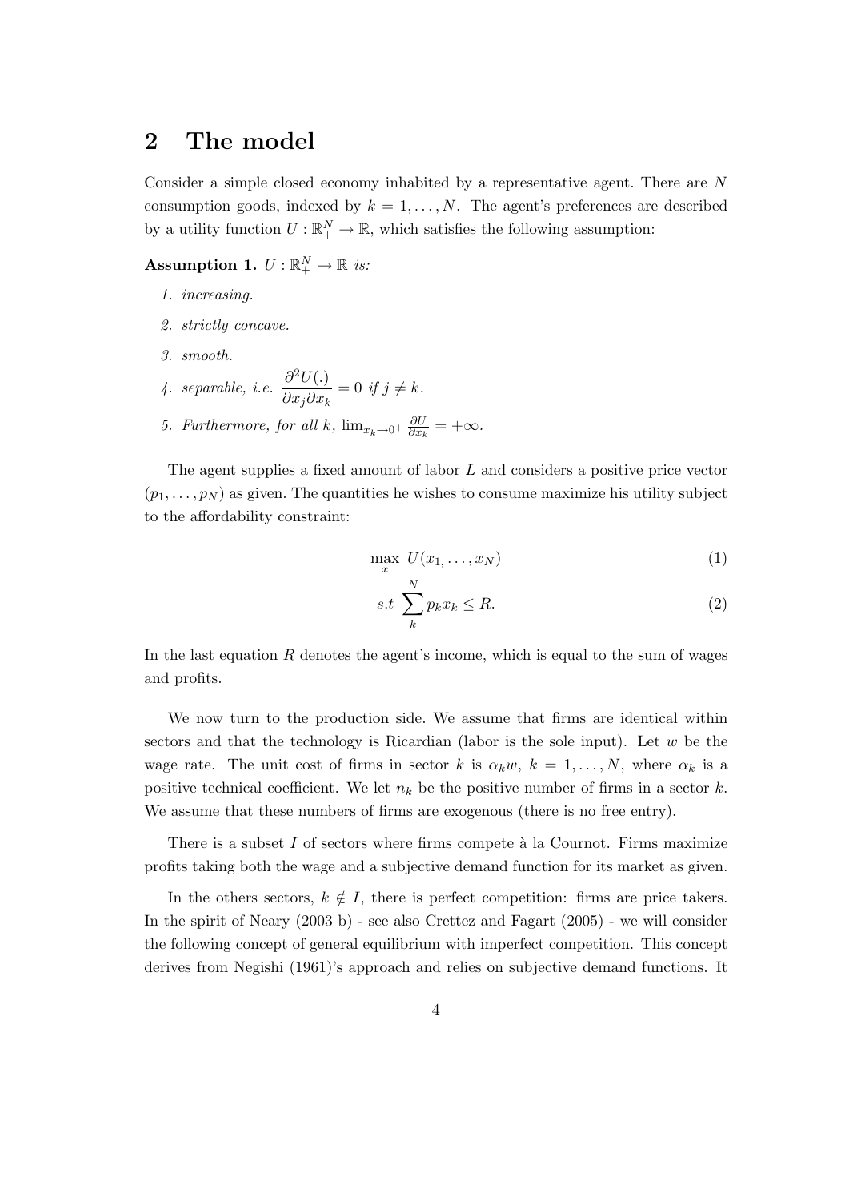## 2 The model

Consider a simple closed economy inhabited by a representative agent. There are $N$ consumption goods, indexed by $k = 1, \ldots, N$. The agent's preferences are described by a utility function $U : \mathbb{R}_+^N \to \mathbb{R}$, which satisfies the following assumption:

**Assumption 1.** *$U : \mathbb{R}_+^N \to \mathbb{R}$ is:*

1. *increasing.*
2. *strictly concave.*
3. *smooth.*
4. *separable, i.e.* $\dfrac{\partial^2 U(.)}{\partial x_j \partial x_k} = 0$ *if* $j \neq k$.
5. *Furthermore, for all* $k$, $\lim_{x_k \to 0^+} \frac{\partial U}{\partial x_k} = +\infty$.

The agent supplies a fixed amount of labor $L$ and considers a positive price vector $(p_1, \ldots, p_N)$ as given. The quantities he wishes to consume maximize his utility subject to the affordability constraint:

$$\max_x \ U(x_{1,} \ldots, x_N) \tag{1}$$

$$s.t \ \sum_k^N p_k x_k \leq R. \tag{2}$$

In the last equation $R$ denotes the agent's income, which is equal to the sum of wages and profits.

We now turn to the production side. We assume that firms are identical within sectors and that the technology is Ricardian (labor is the sole input). Let $w$ be the wage rate. The unit cost of firms in sector $k$ is $\alpha_k w$, $k = 1, \ldots, N$, where $\alpha_k$ is a positive technical coefficient. We let $n_k$ be the positive number of firms in a sector $k$. We assume that these numbers of firms are exogenous (there is no free entry).

There is a subset $I$ of sectors where firms compete à la Cournot. Firms maximize profits taking both the wage and a subjective demand function for its market as given.

In the others sectors, $k \notin I$, there is perfect competition: firms are price takers. In the spirit of Neary (2003 b) - see also Crettez and Fagart (2005) - we will consider the following concept of general equilibrium with imperfect competition. This concept derives from Negishi (1961)'s approach and relies on subjective demand functions. It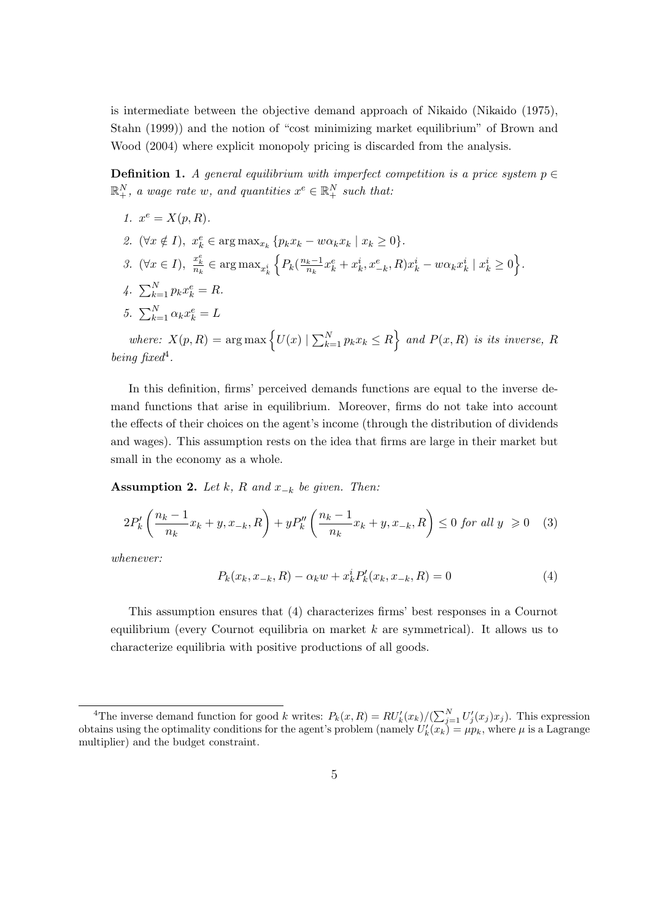is intermediate between the objective demand approach of Nikaido (Nikaido (1975), Stahn (1999)) and the notion of "cost minimizing market equilibrium" of Brown and Wood (2004) where explicit monopoly pricing is discarded from the analysis.

**Definition 1.** *A general equilibrium with imperfect competition is a price system $p \in \mathbb{R}_+^N$, a wage rate $w$, and quantities $x^e \in \mathbb{R}_+^N$ such that:*

1. $x^e = X(p, R)$.
2. $(\forall x \notin I),\ x_k^e \in \arg\max_{x_k} \{p_k x_k - w\alpha_k x_k \mid x_k \geq 0\}$.
3. $(\forall x \in I),\ \frac{x_k^e}{n_k} \in \arg\max_{x_k^i} \left\{ P_k(\frac{n_k-1}{n_k} x_k^e + x_k^i, x_{-k}^e, R) x_k^i - w\alpha_k x_k^i \mid x_k^i \geq 0 \right\}$.
4. $\sum_{k=1}^N p_k x_k^e = R$.
5. $\sum_{k=1}^N \alpha_k x_k^e = L$

*where: $X(p, R) = \arg\max \left\{ U(x) \mid \sum_{k=1}^N p_k x_k \leq R \right\}$ and $P(x, R)$ is its inverse, $R$ being fixed*[4].

In this definition, firms' perceived demands functions are equal to the inverse demand functions that arise in equilibrium. Moreover, firms do not take into account the effects of their choices on the agent's income (through the distribution of dividends and wages). This assumption rests on the idea that firms are large in their market but small in the economy as a whole.

**Assumption 2.** *Let $k$, $R$ and $x_{-k}$ be given. Then:*

$$2P_k'\left(\frac{n_k - 1}{n_k} x_k + y, x_{-k}, R\right) + yP_k''\left(\frac{n_k - 1}{n_k} x_k + y, x_{-k}, R\right) \leq 0 \text{ for all } y \geqslant 0 \quad (3)$$

*whenever:*

$$P_k(x_k, x_{-k}, R) - \alpha_k w + x_k^i P_k'(x_k, x_{-k}, R) = 0 \quad (4)$$

This assumption ensures that (4) characterizes firms' best responses in a Cournot equilibrium (every Cournot equilibria on market $k$ are symmetrical). It allows us to characterize equilibria with positive productions of all goods.

---

[4] The inverse demand function for good $k$ writes: $P_k(x, R) = RU_k'(x_k)/(\sum_{j=1}^N U_j'(x_j)x_j)$. This expression obtains using the optimality conditions for the agent's problem (namely $U_k'(x_k) = \mu p_k$, where $\mu$ is a Lagrange multiplier) and the budget constraint.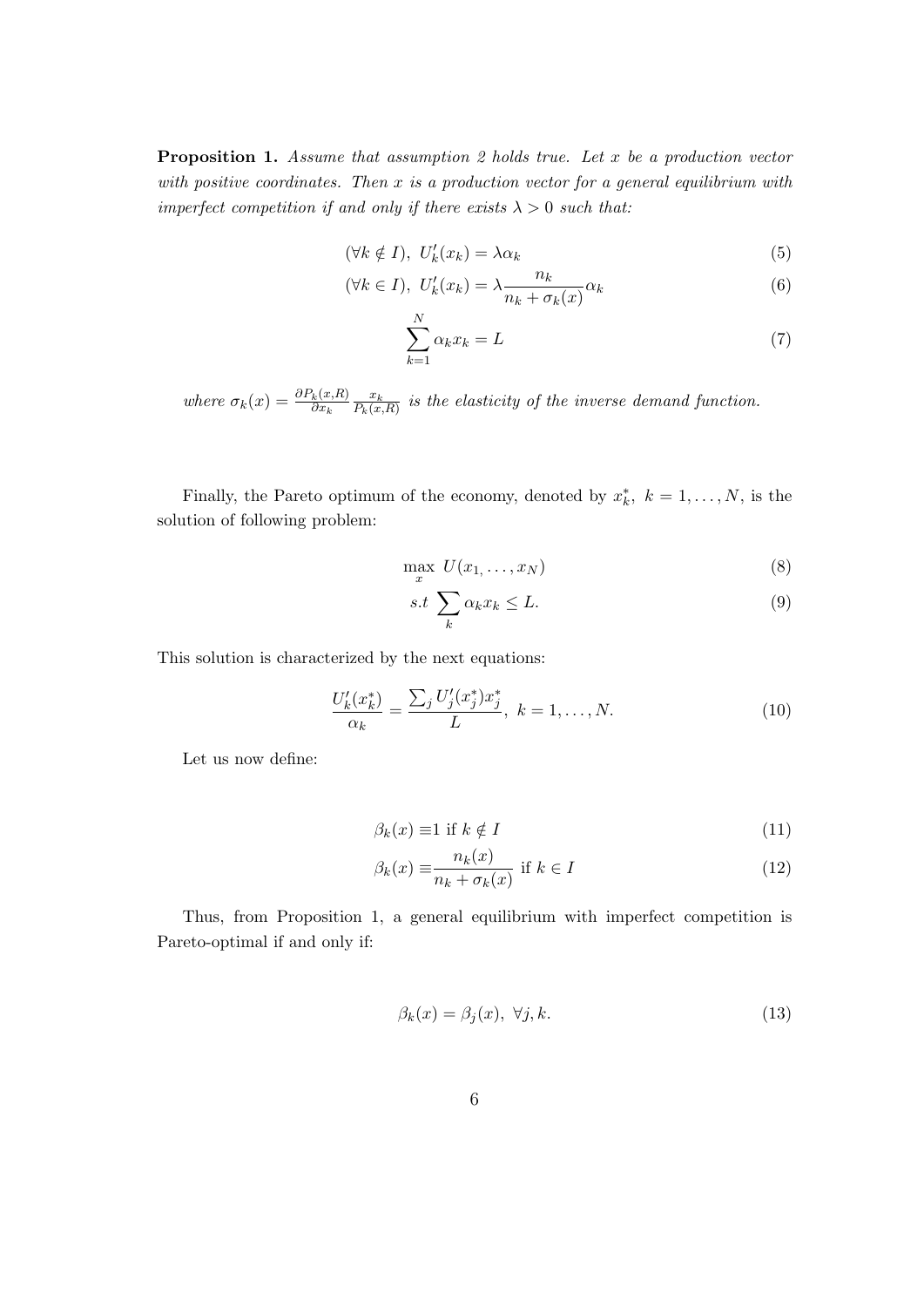**Proposition 1.** *Assume that assumption 2 holds true. Let $x$ be a production vector with positive coordinates. Then $x$ is a production vector for a general equilibrium with imperfect competition if and only if there exists $\lambda > 0$ such that:*

$$(\forall k \notin I),\ U_k'(x_k) = \lambda \alpha_k \tag{5}$$

$$(\forall k \in I),\ U_k'(x_k) = \lambda \frac{n_k}{n_k + \sigma_k(x)} \alpha_k \tag{6}$$

$$\sum_{k=1}^{N} \alpha_k x_k = L \tag{7}$$

*where $\sigma_k(x) = \frac{\partial P_k(x,R)}{\partial x_k} \frac{x_k}{P_k(x,R)}$ is the elasticity of the inverse demand function.*

Finally, the Pareto optimum of the economy, denoted by $x_k^*,\ k = 1, \ldots, N$, is the solution of following problem:

$$\max_x\ U(x_{1,} \ldots, x_N) \tag{8}$$

$$s.t \sum_k \alpha_k x_k \leq L. \tag{9}$$

This solution is characterized by the next equations:

$$\frac{U_k'(x_k^*)}{\alpha_k} = \frac{\sum_j U_j'(x_j^*) x_j^*}{L},\ k = 1, \ldots, N. \tag{10}$$

Let us now define:

$$\beta_k(x) \equiv 1 \text{ if } k \notin I \tag{11}$$

$$\beta_k(x) \equiv \frac{n_k(x)}{n_k + \sigma_k(x)} \text{ if } k \in I \tag{12}$$

Thus, from Proposition 1, a general equilibrium with imperfect competition is Pareto-optimal if and only if:

$$\beta_k(x) = \beta_j(x),\ \forall j, k. \tag{13}$$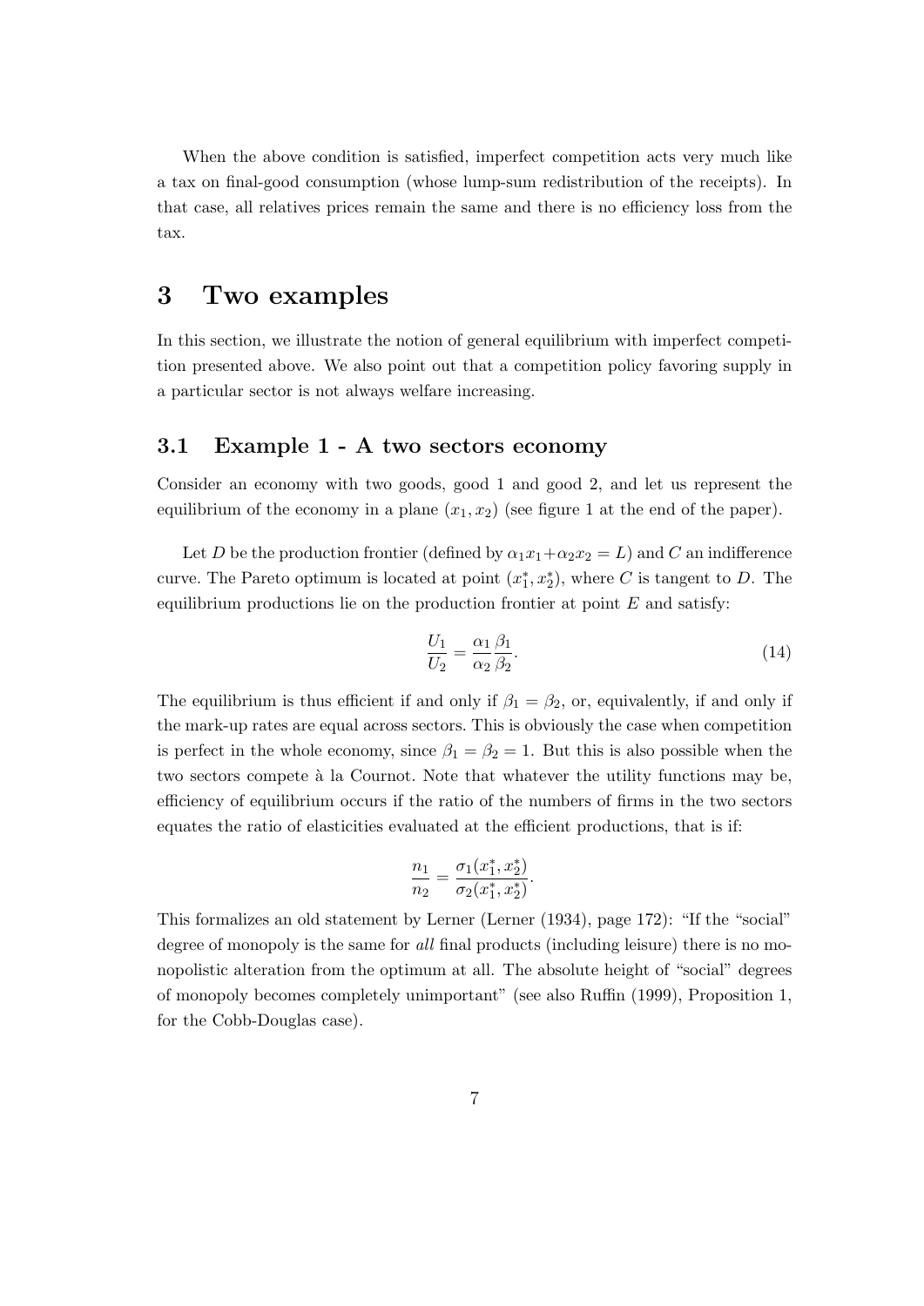When the above condition is satisfied, imperfect competition acts very much like a tax on final-good consumption (whose lump-sum redistribution of the receipts). In that case, all relatives prices remain the same and there is no efficiency loss from the tax.

# 3 Two examples

In this section, we illustrate the notion of general equilibrium with imperfect competition presented above. We also point out that a competition policy favoring supply in a particular sector is not always welfare increasing.

## 3.1 Example 1 - A two sectors economy

Consider an economy with two goods, good 1 and good 2, and let us represent the equilibrium of the economy in a plane $(x_1, x_2)$ (see figure 1 at the end of the paper).

Let $D$ be the production frontier (defined by $\alpha_1 x_1 + \alpha_2 x_2 = L$) and $C$ an indifference curve. The Pareto optimum is located at point $(x_1^*, x_2^*)$, where $C$ is tangent to $D$. The equilibrium productions lie on the production frontier at point $E$ and satisfy:

$$\frac{U_1}{U_2} = \frac{\alpha_1}{\alpha_2}\frac{\beta_1}{\beta_2}. \tag{14}$$

The equilibrium is thus efficient if and only if $\beta_1 = \beta_2$, or, equivalently, if and only if the mark-up rates are equal across sectors. This is obviously the case when competition is perfect in the whole economy, since $\beta_1 = \beta_2 = 1$. But this is also possible when the two sectors compete à la Cournot. Note that whatever the utility functions may be, efficiency of equilibrium occurs if the ratio of the numbers of firms in the two sectors equates the ratio of elasticities evaluated at the efficient productions, that is if:

$$\frac{n_1}{n_2} = \frac{\sigma_1(x_1^*, x_2^*)}{\sigma_2(x_1^*, x_2^*)}.$$

This formalizes an old statement by Lerner (Lerner (1934), page 172): "If the "social" degree of monopoly is the same for *all* final products (including leisure) there is no monopolistic alteration from the optimum at all. The absolute height of "social" degrees of monopoly becomes completely unimportant" (see also Ruffin (1999), Proposition 1, for the Cobb-Douglas case).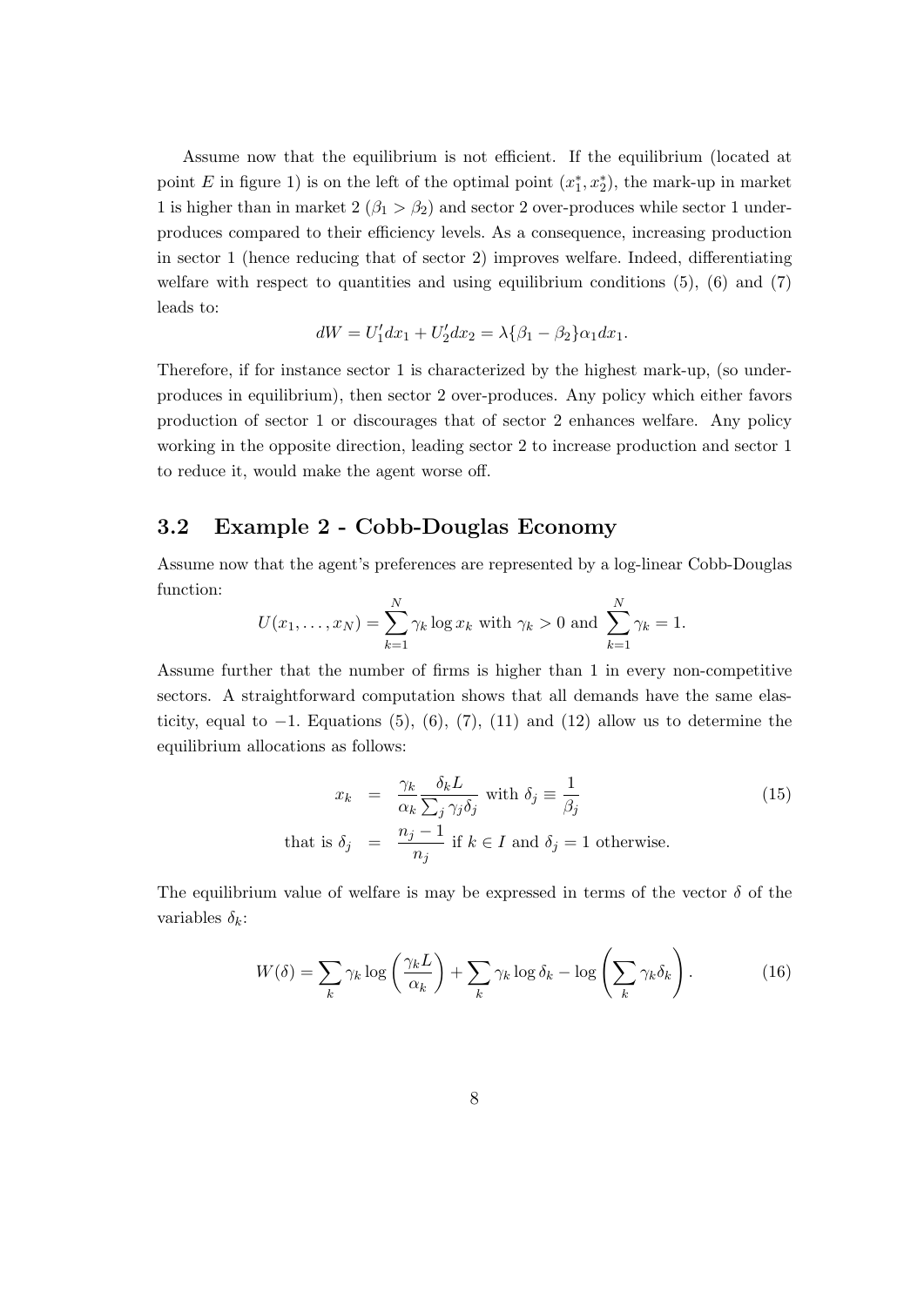Assume now that the equilibrium is not efficient. If the equilibrium (located at point $E$ in figure 1) is on the left of the optimal point $(x_1^*, x_2^*)$, the mark-up in market 1 is higher than in market 2 ($\beta_1 > \beta_2$) and sector 2 over-produces while sector 1 under-produces compared to their efficiency levels. As a consequence, increasing production in sector 1 (hence reducing that of sector 2) improves welfare. Indeed, differentiating welfare with respect to quantities and using equilibrium conditions (5), (6) and (7) leads to:

$$dW = U_1' dx_1 + U_2' dx_2 = \lambda\{\beta_1 - \beta_2\}\alpha_1 dx_1.$$

Therefore, if for instance sector 1 is characterized by the highest mark-up, (so under-produces in equilibrium), then sector 2 over-produces. Any policy which either favors production of sector 1 or discourages that of sector 2 enhances welfare. Any policy working in the opposite direction, leading sector 2 to increase production and sector 1 to reduce it, would make the agent worse off.

### 3.2 Example 2 - Cobb-Douglas Economy

Assume now that the agent's preferences are represented by a log-linear Cobb-Douglas function:

$$U(x_1, \ldots, x_N) = \sum_{k=1}^{N} \gamma_k \log x_k \text{ with } \gamma_k > 0 \text{ and } \sum_{k=1}^{N} \gamma_k = 1.$$

Assume further that the number of firms is higher than 1 in every non-competitive sectors. A straightforward computation shows that all demands have the same elasticity, equal to $-1$. Equations (5), (6), (7), (11) and (12) allow us to determine the equilibrium allocations as follows:

$$\begin{aligned} x_k &= \frac{\gamma_k}{\alpha_k} \frac{\delta_k L}{\sum_j \gamma_j \delta_j} \text{ with } \delta_j \equiv \frac{1}{\beta_j} \\ \text{that is } \delta_j &= \frac{n_j - 1}{n_j} \text{ if } k \in I \text{ and } \delta_j = 1 \text{ otherwise.} \end{aligned} \tag{15}$$

The equilibrium value of welfare is may be expressed in terms of the vector $\delta$ of the variables $\delta_k$:

$$W(\delta) = \sum_k \gamma_k \log\left(\frac{\gamma_k L}{\alpha_k}\right) + \sum_k \gamma_k \log \delta_k - \log\left(\sum_k \gamma_k \delta_k\right). \tag{16}$$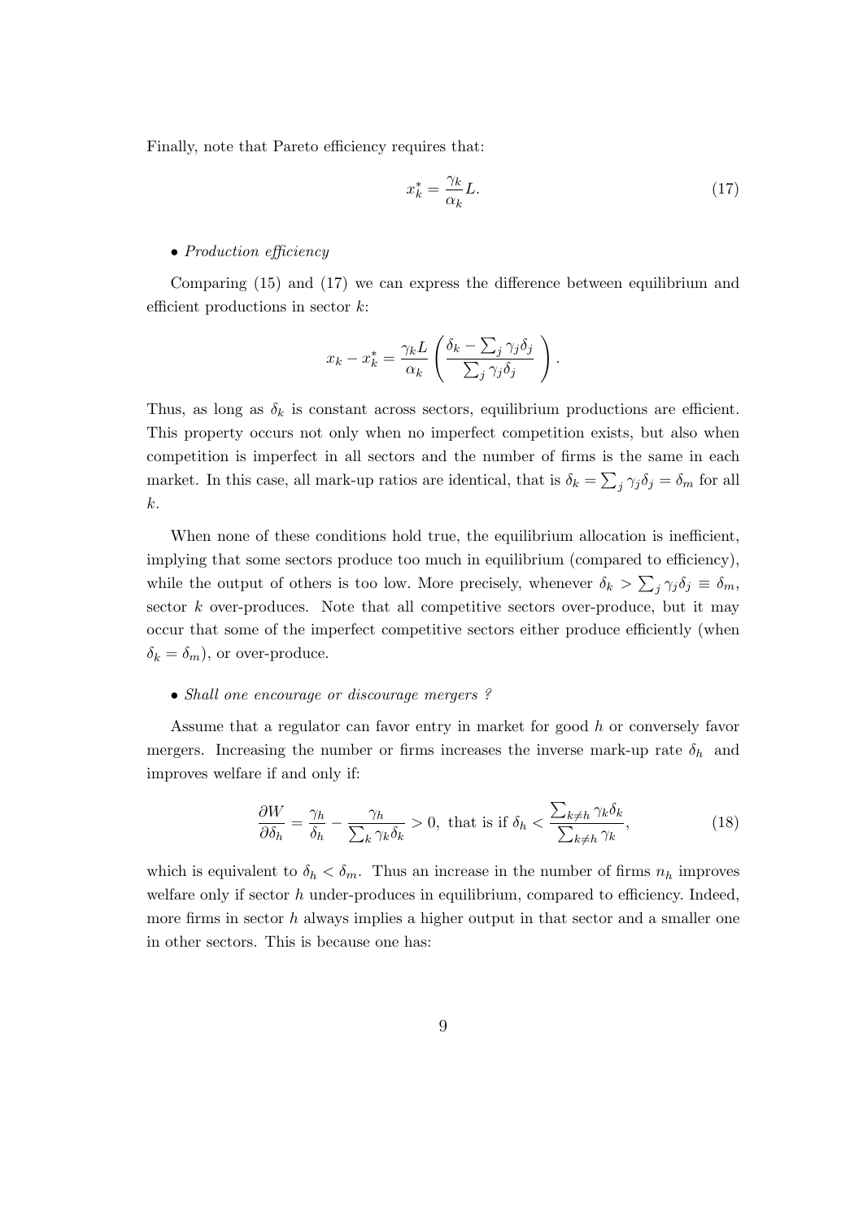Finally, note that Pareto efficiency requires that:

$$x_k^* = \frac{\gamma_k}{\alpha_k} L. \tag{17}$$

- *Production efficiency*

Comparing (15) and (17) we can express the difference between equilibrium and efficient productions in sector $k$:

$$x_k - x_k^* = \frac{\gamma_k L}{\alpha_k} \left( \frac{\delta_k - \sum_j \gamma_j \delta_j}{\sum_j \gamma_j \delta_j} \right).$$

Thus, as long as $\delta_k$ is constant across sectors, equilibrium productions are efficient. This property occurs not only when no imperfect competition exists, but also when competition is imperfect in all sectors and the number of firms is the same in each market. In this case, all mark-up ratios are identical, that is $\delta_k = \sum_j \gamma_j \delta_j = \delta_m$ for all $k$.

When none of these conditions hold true, the equilibrium allocation is inefficient, implying that some sectors produce too much in equilibrium (compared to efficiency), while the output of others is too low. More precisely, whenever $\delta_k > \sum_j \gamma_j \delta_j \equiv \delta_m$, sector $k$ over-produces. Note that all competitive sectors over-produce, but it may occur that some of the imperfect competitive sectors either produce efficiently (when $\delta_k = \delta_m$), or over-produce.

- *Shall one encourage or discourage mergers ?*

Assume that a regulator can favor entry in market for good $h$ or conversely favor mergers. Increasing the number or firms increases the inverse mark-up rate $\delta_h$ and improves welfare if and only if:

$$\frac{\partial W}{\partial \delta_h} = \frac{\gamma_h}{\delta_h} - \frac{\gamma_h}{\sum_k \gamma_k \delta_k} > 0, \text{ that is if } \delta_h < \frac{\sum_{k \neq h} \gamma_k \delta_k}{\sum_{k \neq h} \gamma_k}, \tag{18}$$

which is equivalent to $\delta_h < \delta_m$. Thus an increase in the number of firms $n_h$ improves welfare only if sector $h$ under-produces in equilibrium, compared to efficiency. Indeed, more firms in sector $h$ always implies a higher output in that sector and a smaller one in other sectors. This is because one has: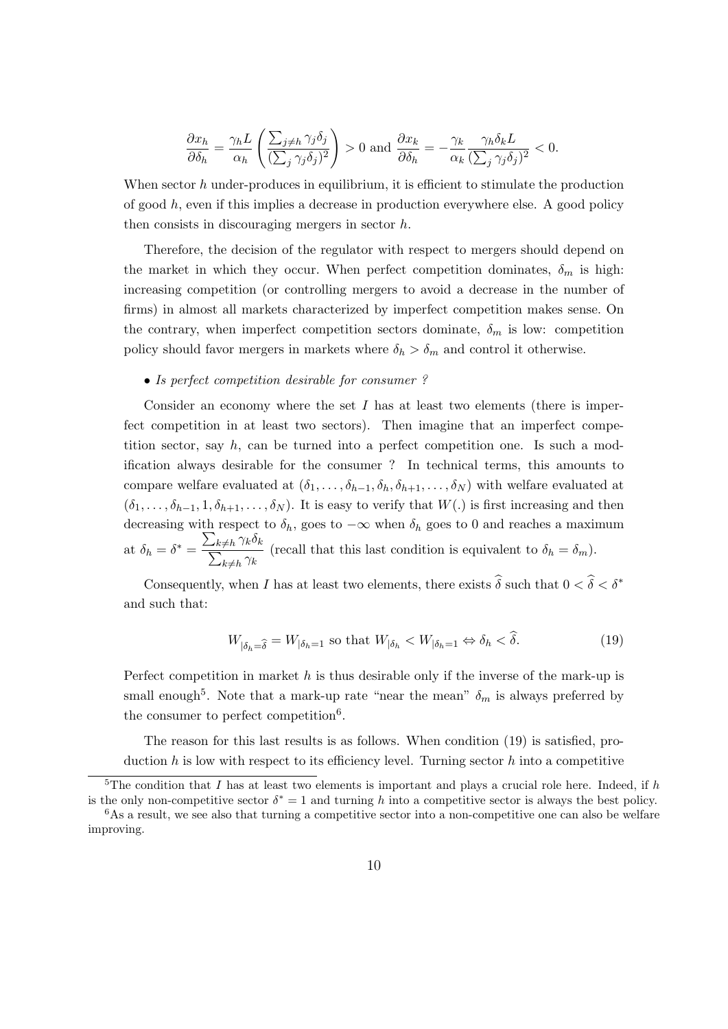$$\frac{\partial x_h}{\partial \delta_h} = \frac{\gamma_h L}{\alpha_h}\left(\frac{\sum_{j\neq h}\gamma_j\delta_j}{(\sum_j \gamma_j\delta_j)^2}\right) > 0 \text{ and } \frac{\partial x_k}{\partial \delta_h} = -\frac{\gamma_k}{\alpha_k}\frac{\gamma_h\delta_k L}{(\sum_j \gamma_j\delta_j)^2} < 0.$$

When sector $h$ under-produces in equilibrium, it is efficient to stimulate the production of good $h$, even if this implies a decrease in production everywhere else. A good policy then consists in discouraging mergers in sector $h$.

Therefore, the decision of the regulator with respect to mergers should depend on the market in which they occur. When perfect competition dominates, $\delta_m$ is high: increasing competition (or controlling mergers to avoid a decrease in the number of firms) in almost all markets characterized by imperfect competition makes sense. On the contrary, when imperfect competition sectors dominate, $\delta_m$ is low: competition policy should favor mergers in markets where $\delta_h > \delta_m$ and control it otherwise.

- *Is perfect competition desirable for consumer ?*

Consider an economy where the set $I$ has at least two elements (there is imperfect competition in at least two sectors). Then imagine that an imperfect competition sector, say $h$, can be turned into a perfect competition one. Is such a modification always desirable for the consumer ? In technical terms, this amounts to compare welfare evaluated at $(\delta_1, \ldots, \delta_{h-1}, \delta_h, \delta_{h+1}, \ldots, \delta_N)$ with welfare evaluated at $(\delta_1, \ldots, \delta_{h-1}, 1, \delta_{h+1}, \ldots, \delta_N)$. It is easy to verify that $W(.)$ is first increasing and then decreasing with respect to $\delta_h$, goes to $-\infty$ when $\delta_h$ goes to 0 and reaches a maximum at $\delta_h = \delta^* = \dfrac{\sum_{k\neq h}\gamma_k\delta_k}{\sum_{k\neq h}\gamma_k}$ (recall that this last condition is equivalent to $\delta_h = \delta_m$).

Consequently, when $I$ has at least two elements, there exists $\widehat{\delta}$ such that $0 < \widehat{\delta} < \delta^*$ and such that:

$$W_{|\delta_h = \widehat{\delta}} = W_{|\delta_h = 1} \text{ so that } W_{|\delta_h} < W_{|\delta_h=1} \Leftrightarrow \delta_h < \widehat{\delta}. \tag{19}$$

Perfect competition in market $h$ is thus desirable only if the inverse of the mark-up is small enough[5]. Note that a mark-up rate "near the mean" $\delta_m$ is always preferred by the consumer to perfect competition[6].

The reason for this last results is as follows. When condition (19) is satisfied, production $h$ is low with respect to its efficiency level. Turning sector $h$ into a competitive

[5] The condition that $I$ has at least two elements is important and plays a crucial role here. Indeed, if $h$ is the only non-competitive sector $\delta^* = 1$ and turning $h$ into a competitive sector is always the best policy.

[6] As a result, we see also that turning a competitive sector into a non-competitive one can also be welfare improving.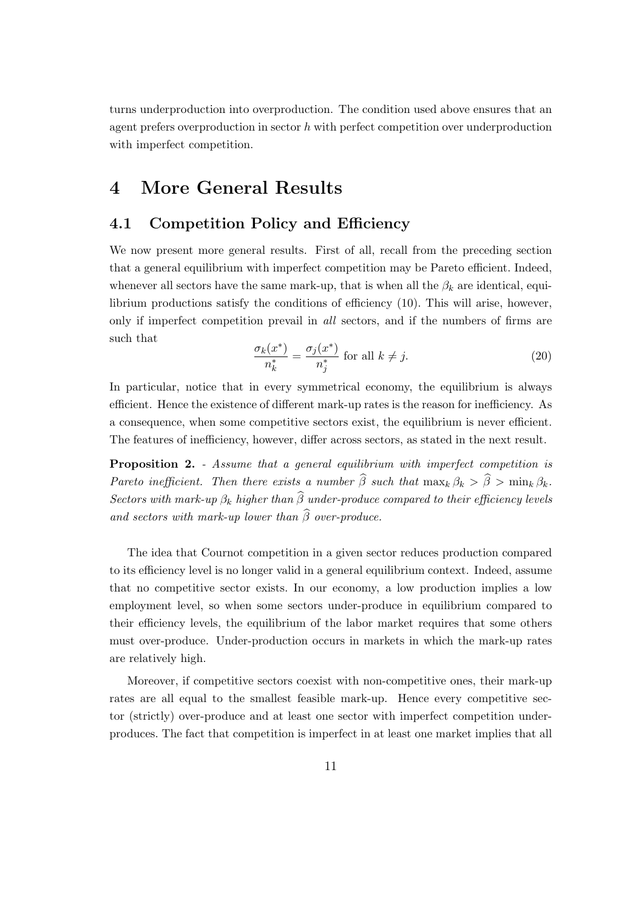turns underproduction into overproduction. The condition used above ensures that an agent prefers overproduction in sector $h$ with perfect competition over underproduction with imperfect competition.

# 4 More General Results

## 4.1 Competition Policy and Efficiency

We now present more general results. First of all, recall from the preceding section that a general equilibrium with imperfect competition may be Pareto efficient. Indeed, whenever all sectors have the same mark-up, that is when all the $\beta_k$ are identical, equilibrium productions satisfy the conditions of efficiency (10). This will arise, however, only if imperfect competition prevail in *all* sectors, and if the numbers of firms are such that

$$\frac{\sigma_k(x^*)}{n_k^*} = \frac{\sigma_j(x^*)}{n_j^*} \text{ for all } k \neq j. \tag{20}$$

In particular, notice that in every symmetrical economy, the equilibrium is always efficient. Hence the existence of different mark-up rates is the reason for inefficiency. As a consequence, when some competitive sectors exist, the equilibrium is never efficient. The features of inefficiency, however, differ across sectors, as stated in the next result.

**Proposition 2.** - *Assume that a general equilibrium with imperfect competition is Pareto inefficient. Then there exists a number $\widehat{\beta}$ such that $\max_k \beta_k > \widehat{\beta} > \min_k \beta_k$. Sectors with mark-up $\beta_k$ higher than $\widehat{\beta}$ under-produce compared to their efficiency levels and sectors with mark-up lower than $\widehat{\beta}$ over-produce.*

The idea that Cournot competition in a given sector reduces production compared to its efficiency level is no longer valid in a general equilibrium context. Indeed, assume that no competitive sector exists. In our economy, a low production implies a low employment level, so when some sectors under-produce in equilibrium compared to their efficiency levels, the equilibrium of the labor market requires that some others must over-produce. Under-production occurs in markets in which the mark-up rates are relatively high.

Moreover, if competitive sectors coexist with non-competitive ones, their mark-up rates are all equal to the smallest feasible mark-up. Hence every competitive sector (strictly) over-produce and at least one sector with imperfect competition under-produces. The fact that competition is imperfect in at least one market implies that all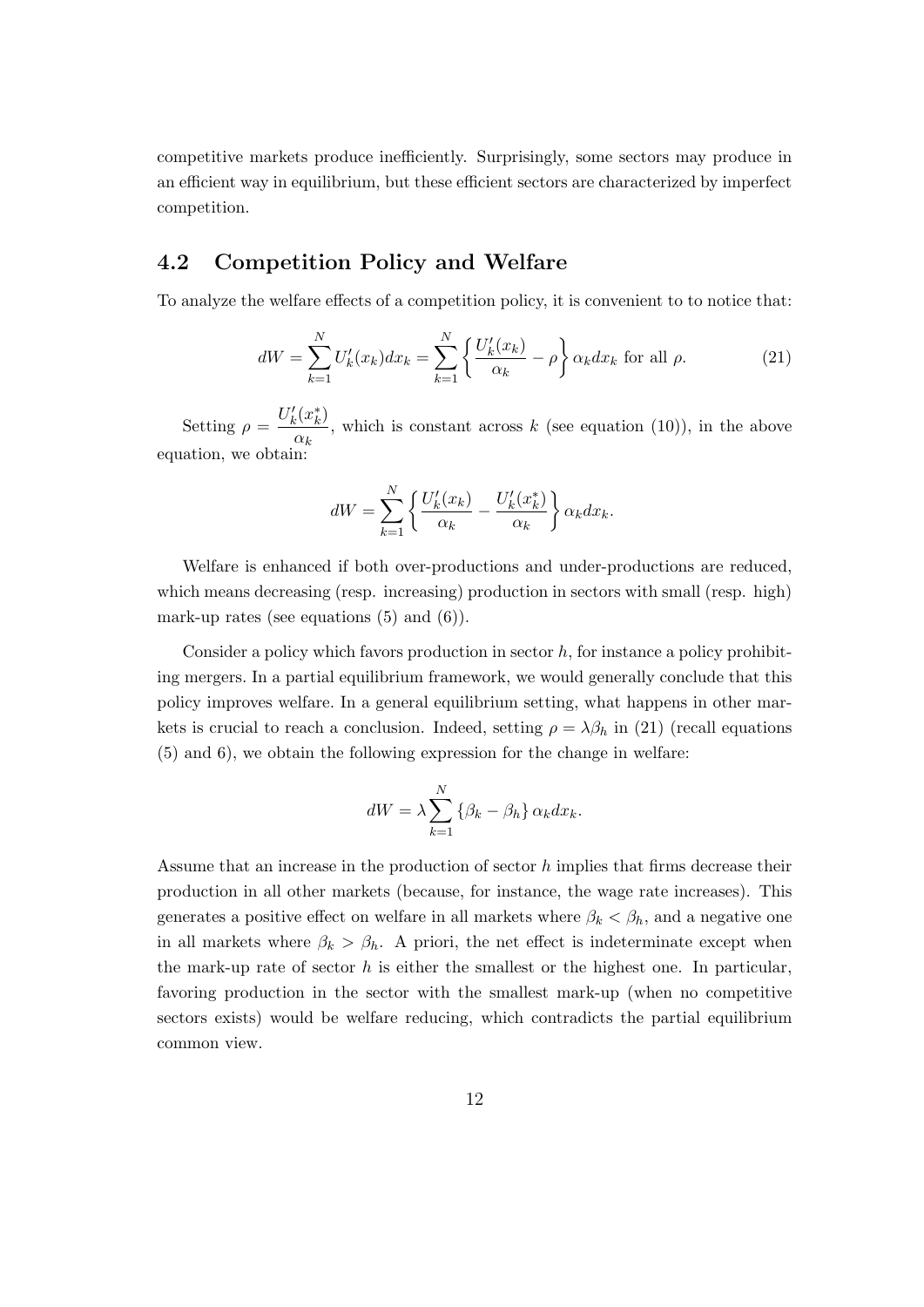competitive markets produce inefficiently. Surprisingly, some sectors may produce in an efficient way in equilibrium, but these efficient sectors are characterized by imperfect competition.

## 4.2 Competition Policy and Welfare

To analyze the welfare effects of a competition policy, it is convenient to to notice that:

$$dW = \sum_{k=1}^{N} U_k'(x_k)dx_k = \sum_{k=1}^{N} \left\{ \frac{U_k'(x_k)}{\alpha_k} - \rho \right\} \alpha_k dx_k \text{ for all } \rho. \tag{21}$$

Setting $\rho = \dfrac{U_k'(x_k^*)}{\alpha_k}$, which is constant across $k$ (see equation (10)), in the above equation, we obtain:

$$dW = \sum_{k=1}^{N} \left\{ \frac{U_k'(x_k)}{\alpha_k} - \frac{U_k'(x_k^*)}{\alpha_k} \right\} \alpha_k dx_k.$$

Welfare is enhanced if both over-productions and under-productions are reduced, which means decreasing (resp. increasing) production in sectors with small (resp. high) mark-up rates (see equations (5) and (6)).

Consider a policy which favors production in sector $h$, for instance a policy prohibiting mergers. In a partial equilibrium framework, we would generally conclude that this policy improves welfare. In a general equilibrium setting, what happens in other markets is crucial to reach a conclusion. Indeed, setting $\rho = \lambda\beta_h$ in (21) (recall equations (5) and 6), we obtain the following expression for the change in welfare:

$$dW = \lambda \sum_{k=1}^{N} \left\{ \beta_k - \beta_h \right\} \alpha_k dx_k.$$

Assume that an increase in the production of sector $h$ implies that firms decrease their production in all other markets (because, for instance, the wage rate increases). This generates a positive effect on welfare in all markets where $\beta_k < \beta_h$, and a negative one in all markets where $\beta_k > \beta_h$. A priori, the net effect is indeterminate except when the mark-up rate of sector $h$ is either the smallest or the highest one. In particular, favoring production in the sector with the smallest mark-up (when no competitive sectors exists) would be welfare reducing, which contradicts the partial equilibrium common view.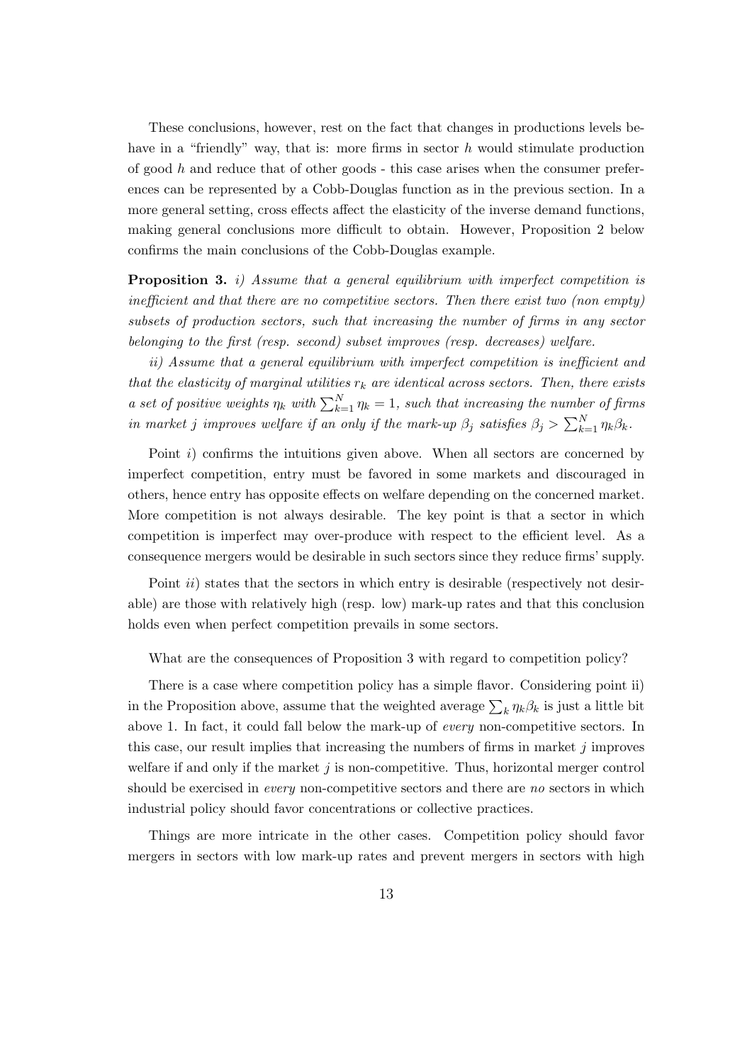These conclusions, however, rest on the fact that changes in productions levels behave in a "friendly" way, that is: more firms in sector $h$ would stimulate production of good $h$ and reduce that of other goods - this case arises when the consumer preferences can be represented by a Cobb-Douglas function as in the previous section. In a more general setting, cross effects affect the elasticity of the inverse demand functions, making general conclusions more difficult to obtain. However, Proposition 2 below confirms the main conclusions of the Cobb-Douglas example.

**Proposition 3.** *i) Assume that a general equilibrium with imperfect competition is inefficient and that there are no competitive sectors. Then there exist two (non empty) subsets of production sectors, such that increasing the number of firms in any sector belonging to the first (resp. second) subset improves (resp. decreases) welfare.*

*ii) Assume that a general equilibrium with imperfect competition is inefficient and that the elasticity of marginal utilities $r_k$ are identical across sectors. Then, there exists a set of positive weights $\eta_k$ with $\sum_{k=1}^{N} \eta_k = 1$, such that increasing the number of firms in market $j$ improves welfare if an only if the mark-up $\beta_j$ satisfies $\beta_j > \sum_{k=1}^{N} \eta_k \beta_k$.*

Point *i)* confirms the intuitions given above. When all sectors are concerned by imperfect competition, entry must be favored in some markets and discouraged in others, hence entry has opposite effects on welfare depending on the concerned market. More competition is not always desirable. The key point is that a sector in which competition is imperfect may over-produce with respect to the efficient level. As a consequence mergers would be desirable in such sectors since they reduce firms' supply.

Point *ii)* states that the sectors in which entry is desirable (respectively not desirable) are those with relatively high (resp. low) mark-up rates and that this conclusion holds even when perfect competition prevails in some sectors.

What are the consequences of Proposition 3 with regard to competition policy?

There is a case where competition policy has a simple flavor. Considering point ii) in the Proposition above, assume that the weighted average $\sum_k \eta_k \beta_k$ is just a little bit above 1. In fact, it could fall below the mark-up of *every* non-competitive sectors. In this case, our result implies that increasing the numbers of firms in market $j$ improves welfare if and only if the market $j$ is non-competitive. Thus, horizontal merger control should be exercised in *every* non-competitive sectors and there are *no* sectors in which industrial policy should favor concentrations or collective practices.

Things are more intricate in the other cases. Competition policy should favor mergers in sectors with low mark-up rates and prevent mergers in sectors with high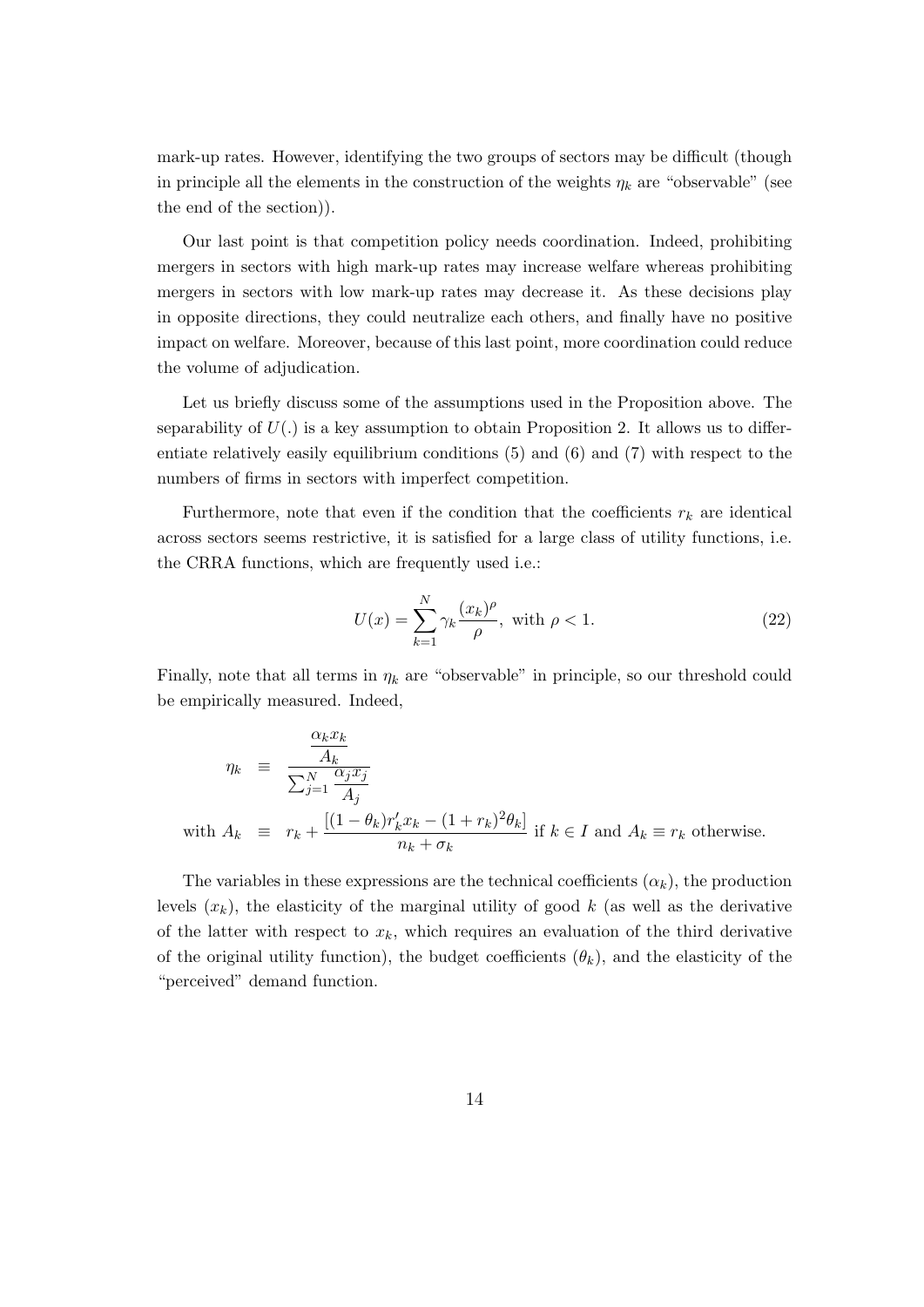mark-up rates. However, identifying the two groups of sectors may be difficult (though in principle all the elements in the construction of the weights $\eta_k$ are "observable" (see the end of the section)).

Our last point is that competition policy needs coordination. Indeed, prohibiting mergers in sectors with high mark-up rates may increase welfare whereas prohibiting mergers in sectors with low mark-up rates may decrease it. As these decisions play in opposite directions, they could neutralize each others, and finally have no positive impact on welfare. Moreover, because of this last point, more coordination could reduce the volume of adjudication.

Let us briefly discuss some of the assumptions used in the Proposition above. The separability of $U(.)$ is a key assumption to obtain Proposition 2. It allows us to differentiate relatively easily equilibrium conditions (5) and (6) and (7) with respect to the numbers of firms in sectors with imperfect competition.

Furthermore, note that even if the condition that the coefficients $r_k$ are identical across sectors seems restrictive, it is satisfied for a large class of utility functions, i.e. the CRRA functions, which are frequently used i.e.:

$$U(x) = \sum_{k=1}^{N} \gamma_k \frac{(x_k)^{\rho}}{\rho}, \text{ with } \rho < 1. \tag{22}$$

Finally, note that all terms in $\eta_k$ are "observable" in principle, so our threshold could be empirically measured. Indeed,

$$\eta_k \equiv \frac{\dfrac{\alpha_k x_k}{A_k}}{\sum_{j=1}^{N} \dfrac{\alpha_j x_j}{A_j}}$$

$$\text{with } A_k \equiv r_k + \frac{[(1-\theta_k) r'_k x_k - (1+r_k)^2 \theta_k]}{n_k + \sigma_k} \text{ if } k \in I \text{ and } A_k \equiv r_k \text{ otherwise.}$$

The variables in these expressions are the technical coefficients ($\alpha_k$), the production levels ($x_k$), the elasticity of the marginal utility of good $k$ (as well as the derivative of the latter with respect to $x_k$, which requires an evaluation of the third derivative of the original utility function), the budget coefficients ($\theta_k$), and the elasticity of the "perceived" demand function.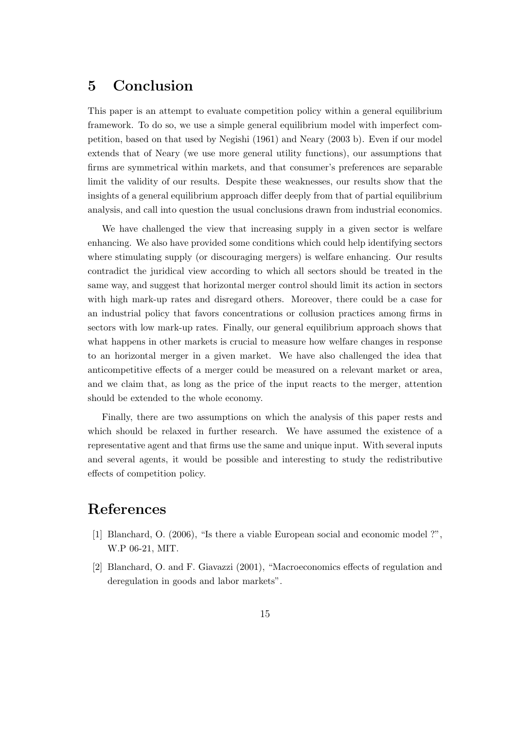# 5 Conclusion

This paper is an attempt to evaluate competition policy within a general equilibrium framework. To do so, we use a simple general equilibrium model with imperfect competition, based on that used by Negishi (1961) and Neary (2003 b). Even if our model extends that of Neary (we use more general utility functions), our assumptions that firms are symmetrical within markets, and that consumer's preferences are separable limit the validity of our results. Despite these weaknesses, our results show that the insights of a general equilibrium approach differ deeply from that of partial equilibrium analysis, and call into question the usual conclusions drawn from industrial economics.

We have challenged the view that increasing supply in a given sector is welfare enhancing. We also have provided some conditions which could help identifying sectors where stimulating supply (or discouraging mergers) is welfare enhancing. Our results contradict the juridical view according to which all sectors should be treated in the same way, and suggest that horizontal merger control should limit its action in sectors with high mark-up rates and disregard others. Moreover, there could be a case for an industrial policy that favors concentrations or collusion practices among firms in sectors with low mark-up rates. Finally, our general equilibrium approach shows that what happens in other markets is crucial to measure how welfare changes in response to an horizontal merger in a given market. We have also challenged the idea that anticompetitive effects of a merger could be measured on a relevant market or area, and we claim that, as long as the price of the input reacts to the merger, attention should be extended to the whole economy.

Finally, there are two assumptions on which the analysis of this paper rests and which should be relaxed in further research. We have assumed the existence of a representative agent and that firms use the same and unique input. With several inputs and several agents, it would be possible and interesting to study the redistributive effects of competition policy.

# References

[1] Blanchard, O. (2006), "Is there a viable European social and economic model ?", W.P 06-21, MIT.

[2] Blanchard, O. and F. Giavazzi (2001), "Macroeconomics effects of regulation and deregulation in goods and labor markets".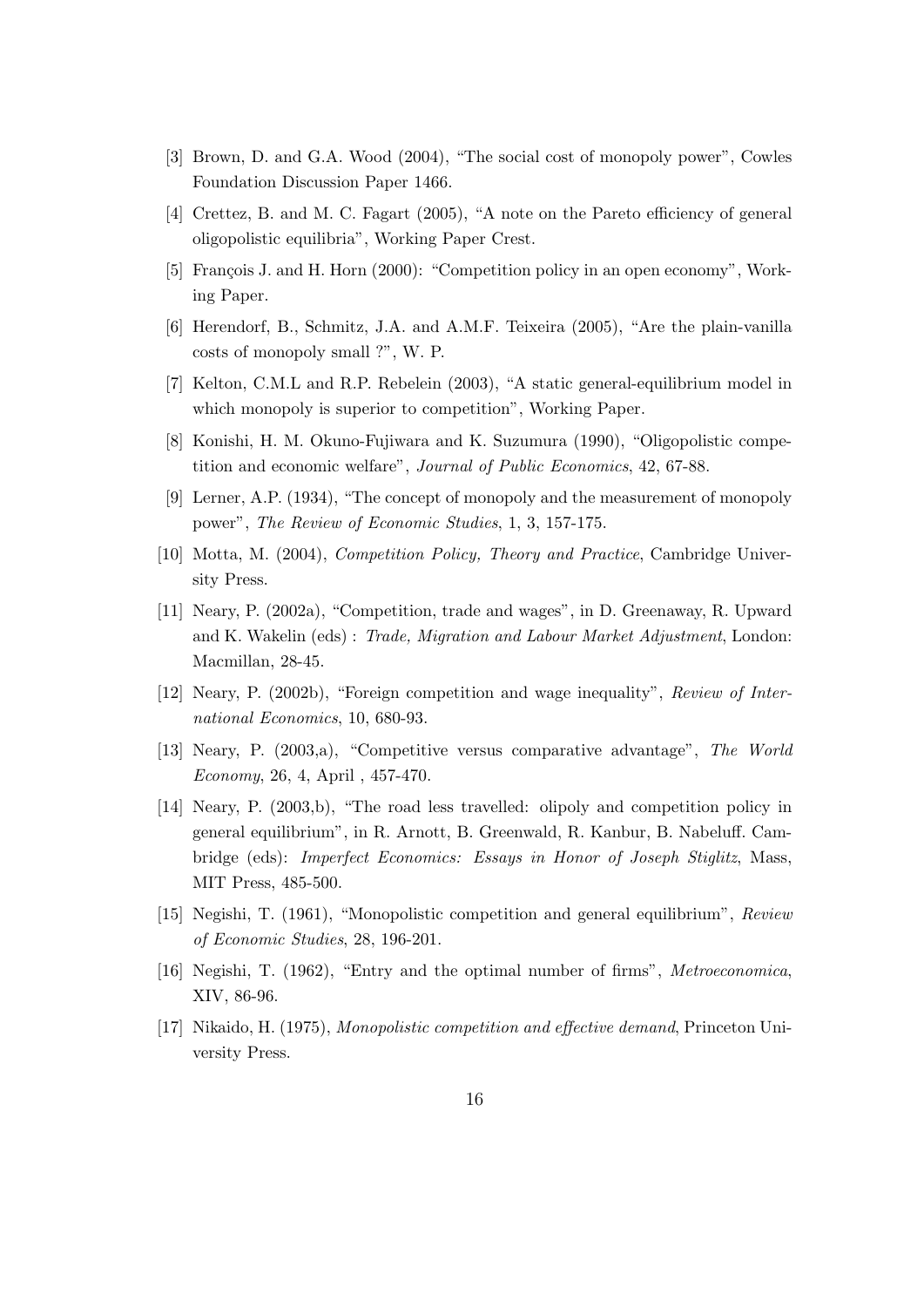[3] Brown, D. and G.A. Wood (2004), "The social cost of monopoly power", Cowles Foundation Discussion Paper 1466.

[4] Crettez, B. and M. C. Fagart (2005), "A note on the Pareto efficiency of general oligopolistic equilibria", Working Paper Crest.

[5] François J. and H. Horn (2000): "Competition policy in an open economy", Working Paper.

[6] Herendorf, B., Schmitz, J.A. and A.M.F. Teixeira (2005), "Are the plain-vanilla costs of monopoly small ?", W. P.

[7] Kelton, C.M.L and R.P. Rebelein (2003), "A static general-equilibrium model in which monopoly is superior to competition", Working Paper.

[8] Konishi, H. M. Okuno-Fujiwara and K. Suzumura (1990), "Oligopolistic competition and economic welfare", *Journal of Public Economics*, 42, 67-88.

[9] Lerner, A.P. (1934), "The concept of monopoly and the measurement of monopoly power", *The Review of Economic Studies*, 1, 3, 157-175.

[10] Motta, M. (2004), *Competition Policy, Theory and Practice*, Cambridge University Press.

[11] Neary, P. (2002a), "Competition, trade and wages", in D. Greenaway, R. Upward and K. Wakelin (eds) : *Trade, Migration and Labour Market Adjustment*, London: Macmillan, 28-45.

[12] Neary, P. (2002b), "Foreign competition and wage inequality", *Review of International Economics*, 10, 680-93.

[13] Neary, P. (2003,a), "Competitive versus comparative advantage", *The World Economy*, 26, 4, April , 457-470.

[14] Neary, P. (2003,b), "The road less travelled: olipoly and competition policy in general equilibrium", in R. Arnott, B. Greenwald, R. Kanbur, B. Nabeluff. Cambridge (eds): *Imperfect Economics: Essays in Honor of Joseph Stiglitz*, Mass, MIT Press, 485-500.

[15] Negishi, T. (1961), "Monopolistic competition and general equilibrium", *Review of Economic Studies*, 28, 196-201.

[16] Negishi, T. (1962), "Entry and the optimal number of firms", *Metroeconomica*, XIV, 86-96.

[17] Nikaido, H. (1975), *Monopolistic competition and effective demand*, Princeton University Press.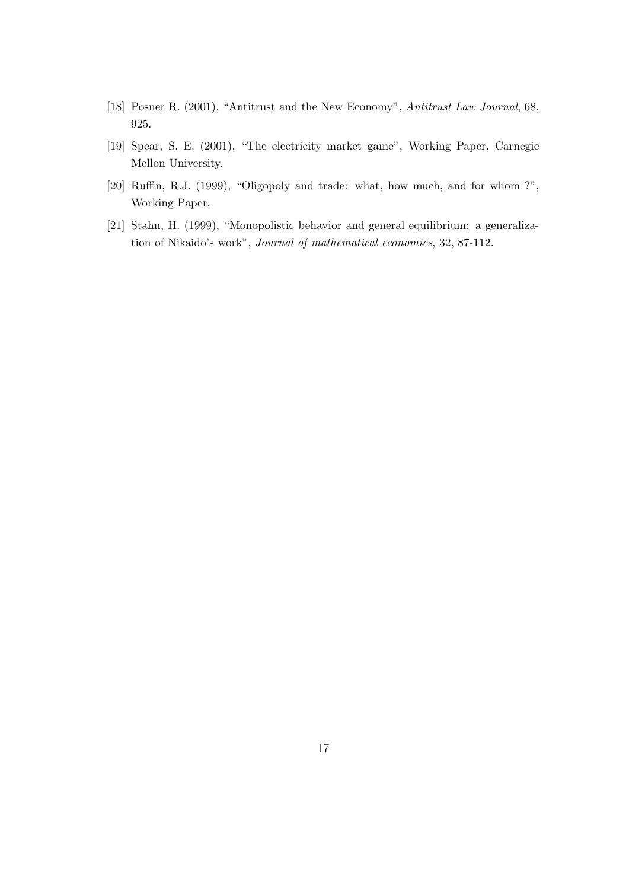[18] Posner R. (2001), "Antitrust and the New Economy", *Antitrust Law Journal*, 68, 925.

[19] Spear, S. E. (2001), "The electricity market game", Working Paper, Carnegie Mellon University.

[20] Ruffin, R.J. (1999), "Oligopoly and trade: what, how much, and for whom ?", Working Paper.

[21] Stahn, H. (1999), "Monopolistic behavior and general equilibrium: a generalization of Nikaido's work", *Journal of mathematical economics*, 32, 87-112.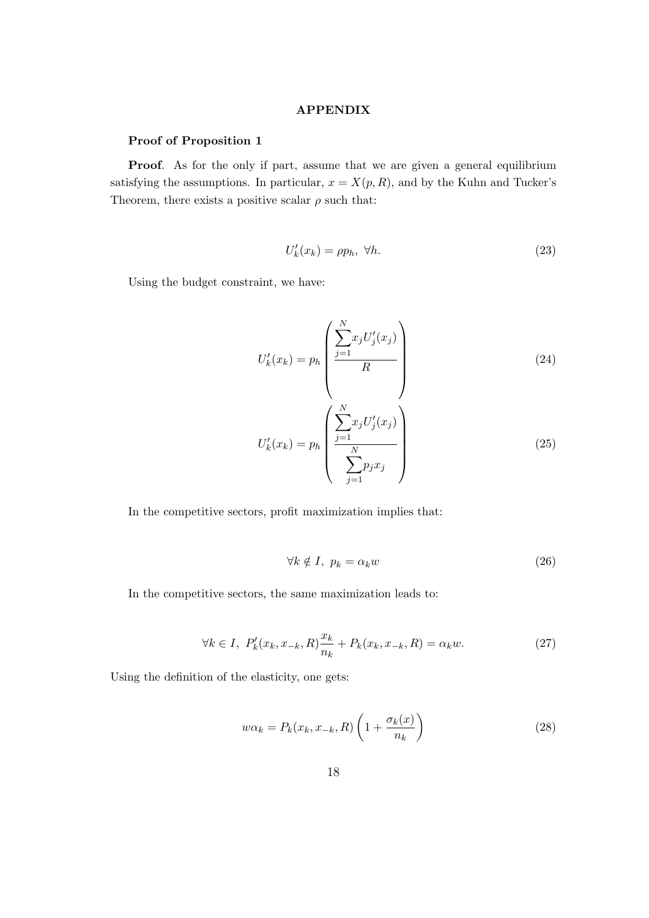# APPENDIX

**Proof of Proposition 1**

**Proof**. As for the only if part, assume that we are given a general equilibrium satisfying the assumptions. In particular, $x = X(p, R)$, and by the Kuhn and Tucker's Theorem, there exists a positive scalar $\rho$ such that:

$$U_k'(x_k) = \rho p_h, \ \forall h. \tag{23}$$

Using the budget constraint, we have:

$$U_k'(x_k) = p_h \left( \frac{\sum_{j=1}^{N} x_j U_j'(x_j)}{R} \right) \tag{24}$$

$$U_k'(x_k) = p_h \left( \frac{\sum_{j=1}^{N} x_j U_j'(x_j)}{\sum_{j=1}^{N} p_j x_j} \right) \tag{25}$$

In the competitive sectors, profit maximization implies that:

$$\forall k \notin I, \ p_k = \alpha_k w \tag{26}$$

In the competitive sectors, the same maximization leads to:

$$\forall k \in I, \ P_k'(x_k, x_{-k}, R) \frac{x_k}{n_k} + P_k(x_k, x_{-k}, R) = \alpha_k w. \tag{27}$$

Using the definition of the elasticity, one gets:

$$w \alpha_k = P_k(x_k, x_{-k}, R) \left( 1 + \frac{\sigma_k(x)}{n_k} \right) \tag{28}$$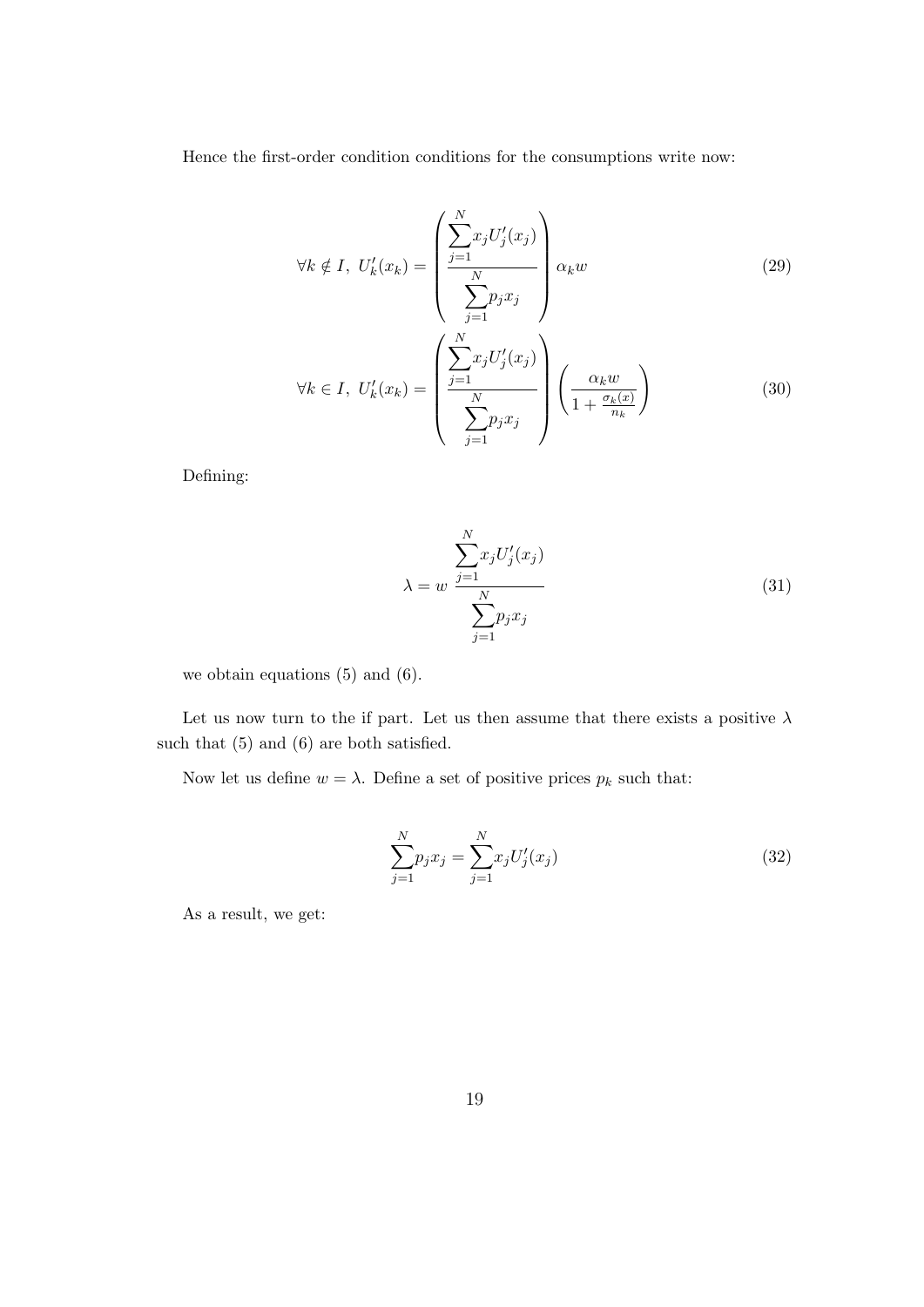Hence the first-order condition conditions for the consumptions write now:

$$\forall k \notin I,\ U_k'(x_k) = \left( \frac{\sum_{j=1}^{N} x_j U_j'(x_j)}{\sum_{j=1}^{N} p_j x_j} \right) \alpha_k w \tag{29}$$

$$\forall k \in I,\ U_k'(x_k) = \left( \frac{\sum_{j=1}^{N} x_j U_j'(x_j)}{\sum_{j=1}^{N} p_j x_j} \right) \left( \frac{\alpha_k w}{1 + \frac{\sigma_k(x)}{n_k}} \right) \tag{30}$$

Defining:

$$\lambda = w \, \frac{\sum_{j=1}^{N} x_j U_j'(x_j)}{\sum_{j=1}^{N} p_j x_j} \tag{31}$$

we obtain equations (5) and (6).

Let us now turn to the if part. Let us then assume that there exists a positive $\lambda$ such that (5) and (6) are both satisfied.

Now let us define $w = \lambda$. Define a set of positive prices $p_k$ such that:

$$\sum_{j=1}^{N} p_j x_j = \sum_{j=1}^{N} x_j U_j'(x_j) \tag{32}$$

As a result, we get: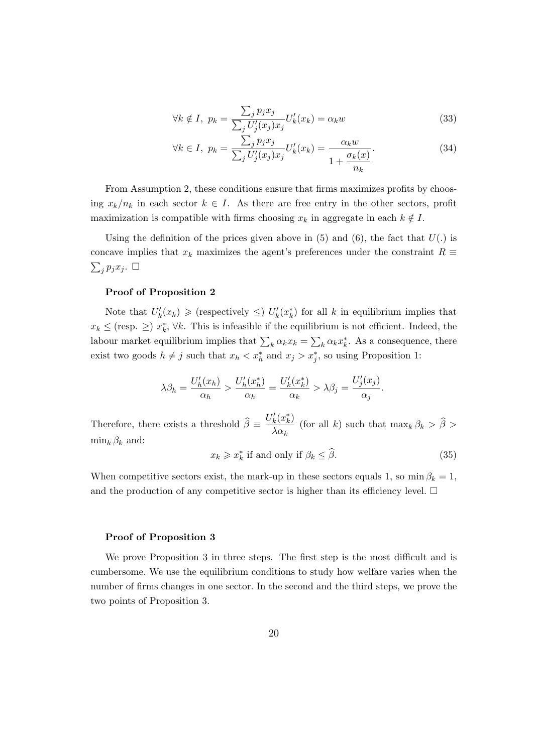$$\forall k \notin I,\ p_k = \frac{\sum_j p_j x_j}{\sum_j U_j'(x_j)x_j} U_k'(x_k) = \alpha_k w \tag{33}$$

$$\forall k \in I,\ p_k = \frac{\sum_j p_j x_j}{\sum_j U_j'(x_j)x_j} U_k'(x_k) = \frac{\alpha_k w}{1 + \dfrac{\sigma_k(x)}{n_k}}. \tag{34}$$

From Assumption 2, these conditions ensure that firms maximizes profits by choosing $x_k/n_k$ in each sector $k \in I$. As there are free entry in the other sectors, profit maximization is compatible with firms choosing $x_k$ in aggregate in each $k \notin I$.

Using the definition of the prices given above in (5) and (6), the fact that $U(.)$ is concave implies that $x_k$ maximizes the agent's preferences under the constraint $R \equiv \sum_j p_j x_j$. $\square$

**Proof of Proposition 2**

Note that $U_k'(x_k) \geqslant$ (respectively $\leq$) $U_k'(x_k^*)$ for all $k$ in equilibrium implies that $x_k \leq$ (resp. $\geq$) $x_k^*$, $\forall k$. This is infeasible if the equilibrium is not efficient. Indeed, the labour market equilibrium implies that $\sum_k \alpha_k x_k = \sum_k \alpha_k x_k^*$. As a consequence, there exist two goods $h \neq j$ such that $x_h < x_h^*$ and $x_j > x_j^*$, so using Proposition 1:

$$\lambda \beta_h = \frac{U_h'(x_h)}{\alpha_h} > \frac{U_h'(x_h^*)}{\alpha_h} = \frac{U_k'(x_k^*)}{\alpha_k} > \lambda \beta_j = \frac{U_j'(x_j)}{\alpha_j}.$$

Therefore, there exists a threshold $\widehat{\beta} \equiv \dfrac{U_k'(x_k^*)}{\lambda \alpha_k}$ (for all $k$) such that $\max_k \beta_k > \widehat{\beta} > \min_k \beta_k$ and:

$$x_k \geqslant x_k^* \text{ if and only if } \beta_k \leq \widehat{\beta}. \tag{35}$$

When competitive sectors exist, the mark-up in these sectors equals 1, so $\min \beta_k = 1$, and the production of any competitive sector is higher than its efficiency level. $\square$

**Proof of Proposition 3**

We prove Proposition 3 in three steps. The first step is the most difficult and is cumbersome. We use the equilibrium conditions to study how welfare varies when the number of firms changes in one sector. In the second and the third steps, we prove the two points of Proposition 3.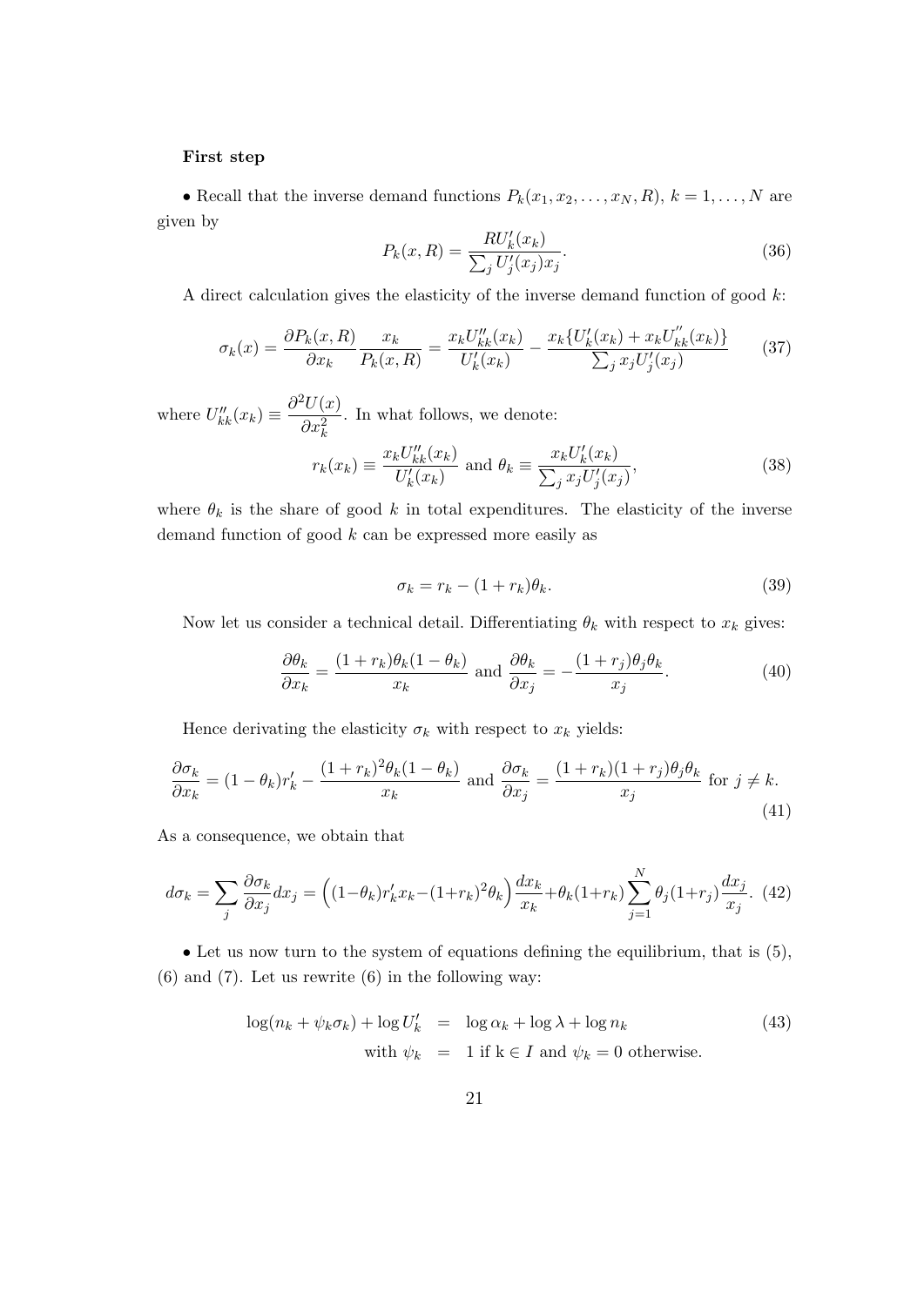**First step**

• Recall that the inverse demand functions $P_k(x_1, x_2, \ldots, x_N, R)$, $k = 1, \ldots, N$ are given by

$$P_k(x, R) = \frac{RU_k'(x_k)}{\sum_j U_j'(x_j)x_j}. \tag{36}$$

A direct calculation gives the elasticity of the inverse demand function of good $k$:

$$\sigma_k(x) = \frac{\partial P_k(x, R)}{\partial x_k}\frac{x_k}{P_k(x, R)} = \frac{x_k U_{kk}''(x_k)}{U_k'(x_k)} - \frac{x_k\{U_k'(x_k) + x_k U_{kk}''(x_k)\}}{\sum_j x_j U_j'(x_j)} \tag{37}$$

where $U_{kk}''(x_k) \equiv \dfrac{\partial^2 U(x)}{\partial x_k^2}$. In what follows, we denote:

$$r_k(x_k) \equiv \frac{x_k U_{kk}''(x_k)}{U_k'(x_k)} \text{ and } \theta_k \equiv \frac{x_k U_k'(x_k)}{\sum_j x_j U_j'(x_j)}, \tag{38}$$

where $\theta_k$ is the share of good $k$ in total expenditures. The elasticity of the inverse demand function of good $k$ can be expressed more easily as

$$\sigma_k = r_k - (1 + r_k)\theta_k. \tag{39}$$

Now let us consider a technical detail. Differentiating $\theta_k$ with respect to $x_k$ gives:

$$\frac{\partial \theta_k}{\partial x_k} = \frac{(1 + r_k)\theta_k(1 - \theta_k)}{x_k} \text{ and } \frac{\partial \theta_k}{\partial x_j} = -\frac{(1 + r_j)\theta_j\theta_k}{x_j}. \tag{40}$$

Hence derivating the elasticity $\sigma_k$ with respect to $x_k$ yields:

$$\frac{\partial \sigma_k}{\partial x_k} = (1 - \theta_k)r_k' - \frac{(1 + r_k)^2\theta_k(1 - \theta_k)}{x_k} \text{ and } \frac{\partial \sigma_k}{\partial x_j} = \frac{(1 + r_k)(1 + r_j)\theta_j\theta_k}{x_j} \text{ for } j \neq k. \tag{41}$$

As a consequence, we obtain that

$$d\sigma_k = \sum_j \frac{\partial \sigma_k}{\partial x_j}dx_j = \Big((1 - \theta_k)r_k' x_k - (1 + r_k)^2\theta_k\Big)\frac{dx_k}{x_k} + \theta_k(1 + r_k)\sum_{j=1}^{N}\theta_j(1 + r_j)\frac{dx_j}{x_j}. \tag{42}$$

• Let us now turn to the system of equations defining the equilibrium, that is (5), (6) and (7). Let us rewrite (6) in the following way:

$$\begin{aligned} \log(n_k + \psi_k\sigma_k) + \log U_k' &= \log \alpha_k + \log \lambda + \log n_k \\ \text{with } \psi_k &= 1 \text{ if k} \in I \text{ and } \psi_k = 0 \text{ otherwise.} \end{aligned} \tag{43}$$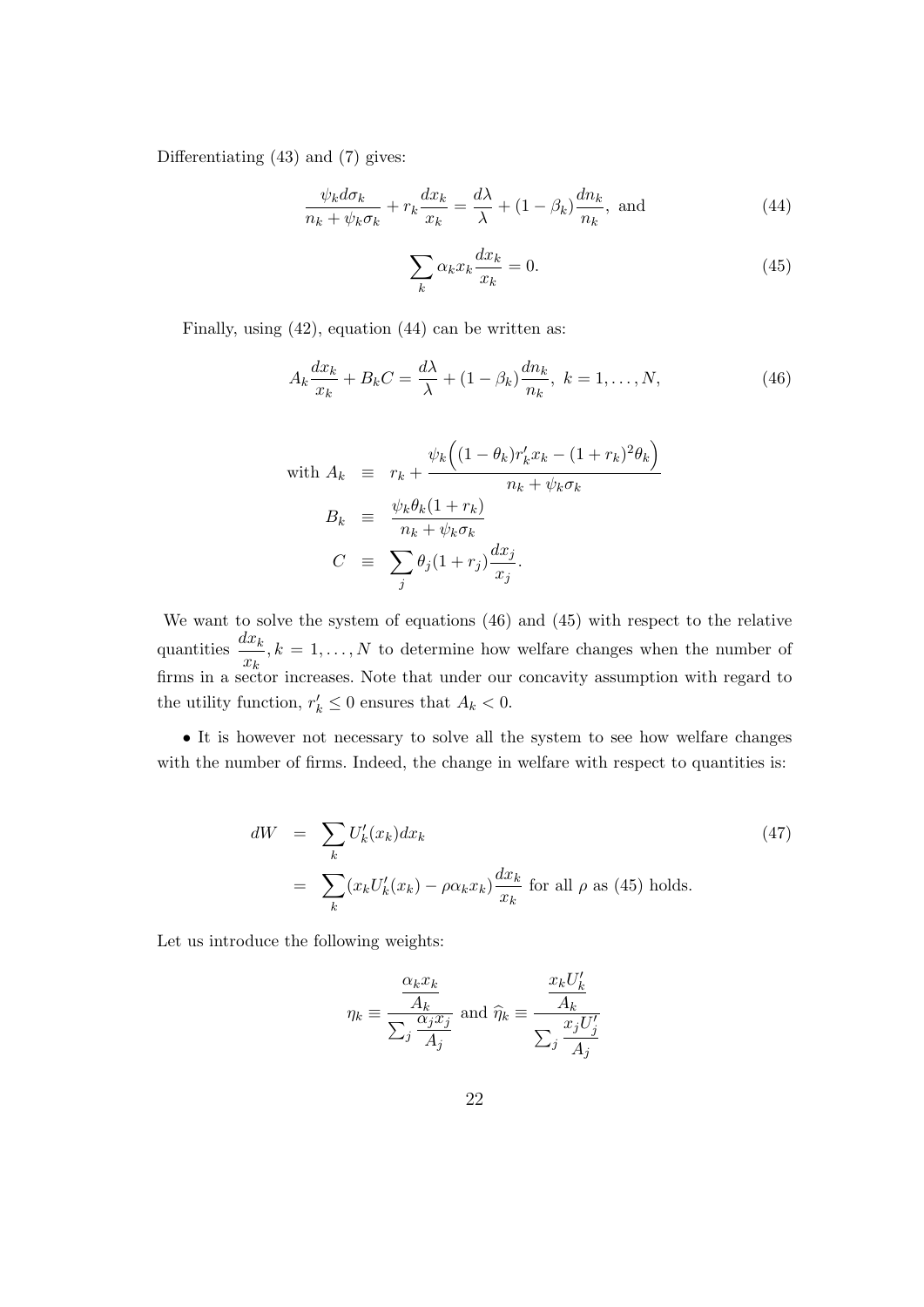Differentiating (43) and (7) gives:

$$\frac{\psi_k d\sigma_k}{n_k + \psi_k \sigma_k} + r_k \frac{dx_k}{x_k} = \frac{d\lambda}{\lambda} + (1 - \beta_k)\frac{dn_k}{n_k}, \text{ and} \tag{44}$$

$$\sum_k \alpha_k x_k \frac{dx_k}{x_k} = 0. \tag{45}$$

Finally, using (42), equation (44) can be written as:

$$A_k \frac{dx_k}{x_k} + B_k C = \frac{d\lambda}{\lambda} + (1 - \beta_k)\frac{dn_k}{n_k}, \; k = 1, \ldots, N, \tag{46}$$

$$\begin{aligned}
\text{with } A_k &\equiv r_k + \frac{\psi_k \Big( (1-\theta_k) r_k' x_k - (1 + r_k)^2 \theta_k \Big)}{n_k + \psi_k \sigma_k} \\
B_k &\equiv \frac{\psi_k \theta_k (1 + r_k)}{n_k + \psi_k \sigma_k} \\
C &\equiv \sum_j \theta_j (1 + r_j) \frac{dx_j}{x_j}.
\end{aligned}$$

We want to solve the system of equations (46) and (45) with respect to the relative quantities $\dfrac{dx_k}{x_k}, k = 1, \ldots, N$ to determine how welfare changes when the number of firms in a sector increases. Note that under our concavity assumption with regard to the utility function, $r_k' \leq 0$ ensures that $A_k < 0$.

• It is however not necessary to solve all the system to see how welfare changes with the number of firms. Indeed, the change in welfare with respect to quantities is:

$$\begin{aligned}
dW &= \sum_k U_k'(x_k) dx_k \\
&= \sum_k (x_k U_k'(x_k) - \rho \alpha_k x_k) \frac{dx_k}{x_k} \text{ for all } \rho \text{ as (45) holds.}
\end{aligned} \tag{47}$$

Let us introduce the following weights:

$$\eta_k \equiv \frac{\dfrac{\alpha_k x_k}{A_k}}{\sum_j \dfrac{\alpha_j x_j}{A_j}} \text{ and } \widehat{\eta}_k \equiv \frac{\dfrac{x_k U_k'}{A_k}}{\sum_j \dfrac{x_j U_j'}{A_j}}$$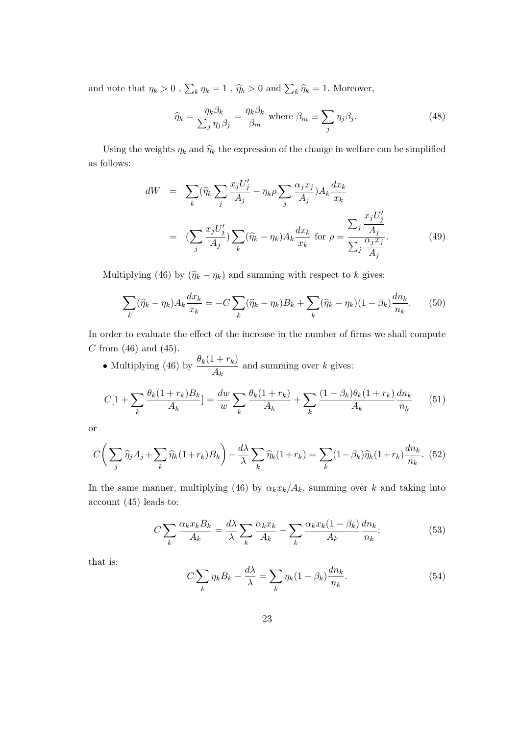and note that $\eta_k > 0$ , $\sum_k \eta_k = 1$ , $\widehat{\eta}_k > 0$ and $\sum_k \widehat{\eta}_k = 1$. Moreover,

$$\widehat{\eta}_k = \frac{\eta_k \beta_k}{\sum_j \eta_j \beta_j} = \frac{\eta_k \beta_k}{\beta_m} \text{ where } \beta_m \equiv \sum_j \eta_j \beta_j. \tag{48}$$

Using the weights $\eta_k$ and $\widehat{\eta}_k$ the expression of the change in welfare can be simplified as follows:

$$\begin{aligned} dW &= \sum_k (\widehat{\eta}_k \sum_j \frac{x_j U_j'}{A_j} - \eta_k \rho \sum_j \frac{\alpha_j x_j}{A_j}) A_k \frac{dx_k}{x_k} \\ &= (\sum_j \frac{x_j U_j'}{A_j}) \sum_k (\widehat{\eta}_k - \eta_k) A_k \frac{dx_k}{x_k} \text{ for } \rho = \frac{\sum_j \dfrac{x_j U_j'}{A_j}}{\sum_j \dfrac{\alpha_j x_j}{A_j}}. \end{aligned} \tag{49}$$

Multiplying (46) by $(\widehat{\eta}_k - \eta_k)$ and summing with respect to $k$ gives:

$$\sum_k (\widehat{\eta}_k - \eta_k) A_k \frac{dx_k}{x_k} = -C \sum_k (\widehat{\eta}_k - \eta_k) B_k + \sum_k (\widehat{\eta}_k - \eta_k)(1 - \beta_k) \frac{dn_k}{n_k}. \tag{50}$$

In order to evaluate the effect of the increase in the number of firms we shall compute $C$ from (46) and (45).

- Multiplying (46) by $\dfrac{\theta_k(1 + r_k)}{A_k}$ and summing over $k$ gives:

$$C[1 + \sum_k \frac{\theta_k(1 + r_k) B_k}{A_k}] = \frac{dw}{w} \sum_k \frac{\theta_k(1 + r_k)}{A_k} + \sum_k \frac{(1 - \beta_k)\theta_k(1 + r_k)}{A_k} \frac{dn_k}{n_k} \tag{51}$$

or

$$C\bigg( \sum_j \widehat{\eta}_j A_j + \sum_k \widehat{\eta}_k (1 + r_k) B_k \bigg) - \frac{d\lambda}{\lambda} \sum_k \widehat{\eta}_k (1 + r_k) = \sum_k (1 - \beta_k) \widehat{\eta}_k (1 + r_k) \frac{dn_k}{n_k}. \tag{52}$$

In the same manner, multiplying (46) by $\alpha_k x_k / A_k$, summing over $k$ and taking into account (45) leads to:

$$C \sum_k \frac{\alpha_k x_k B_k}{A_k} = \frac{d\lambda}{\lambda} \sum_k \frac{\alpha_k x_k}{A_k} + \sum_k \frac{\alpha_k x_k (1 - \beta_k)}{A_k} \frac{dn_k}{n_k}; \tag{53}$$

that is:

$$C \sum_k \eta_k B_k - \frac{d\lambda}{\lambda} = \sum_k \eta_k (1 - \beta_k) \frac{dn_k}{n_k}. \tag{54}$$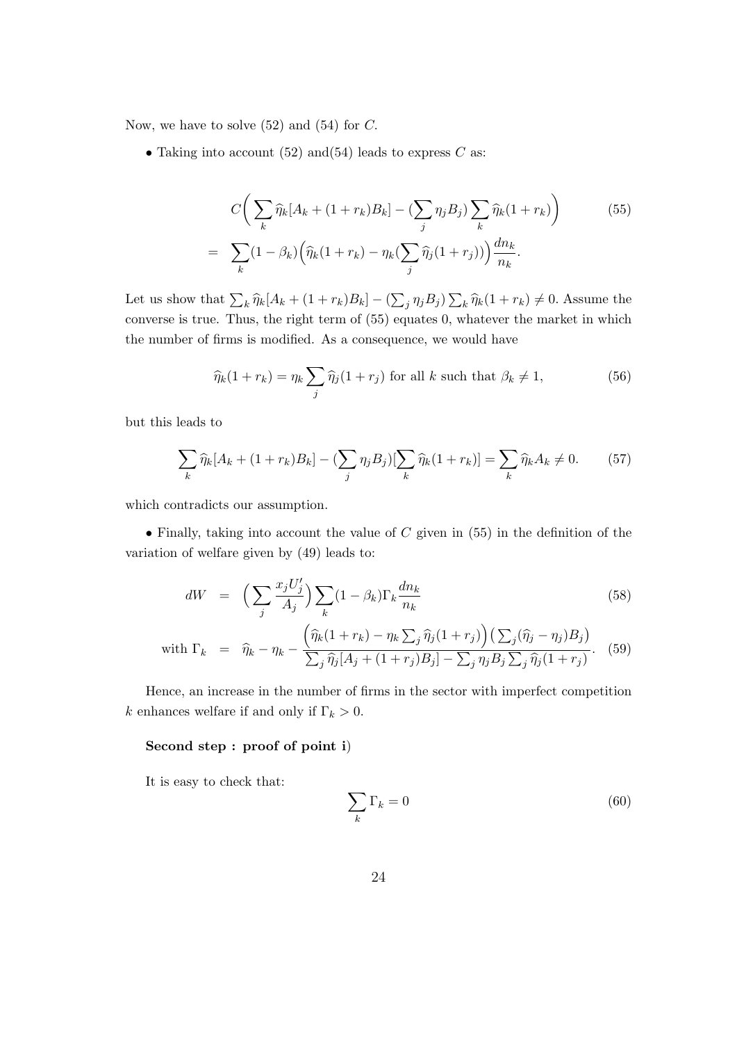Now, we have to solve (52) and (54) for $C$.

• Taking into account (52) and(54) leads to express $C$ as:

$$
\begin{aligned}
& C\Big(\sum_k \widehat{\eta}_k[A_k + (1+r_k)B_k] - (\sum_j \eta_j B_j)\sum_k \widehat{\eta}_k(1+r_k)\Big) \qquad (55)\\
= \;& \sum_k (1-\beta_k)\Big(\widehat{\eta}_k(1+r_k) - \eta_k(\sum_j \widehat{\eta}_j(1+r_j))\Big)\frac{dn_k}{n_k}.
\end{aligned}
$$

Let us show that $\sum_k \widehat{\eta}_k[A_k + (1+r_k)B_k] - (\sum_j \eta_j B_j)\sum_k \widehat{\eta}_k(1+r_k) \neq 0$. Assume the converse is true. Thus, the right term of (55) equates 0, whatever the market in which the number of firms is modified. As a consequence, we would have

$$
\widehat{\eta}_k(1+r_k) = \eta_k \sum_j \widehat{\eta}_j(1+r_j) \text{ for all } k \text{ such that } \beta_k \neq 1, \qquad (56)
$$

but this leads to

$$
\sum_k \widehat{\eta}_k[A_k + (1+r_k)B_k] - (\sum_j \eta_j B_j)[\sum_k \widehat{\eta}_k(1+r_k)] = \sum_k \widehat{\eta}_k A_k \neq 0. \qquad (57)
$$

which contradicts our assumption.

• Finally, taking into account the value of $C$ given in (55) in the definition of the variation of welfare given by (49) leads to:

$$
\begin{aligned}
dW \;&=\; \Big(\sum_j \frac{x_j U_j'}{A_j}\Big)\sum_k (1-\beta_k)\Gamma_k \frac{dn_k}{n_k} \qquad (58)\\
\text{with } \Gamma_k \;&=\; \widehat{\eta}_k - \eta_k - \frac{\Big(\widehat{\eta}_k(1+r_k) - \eta_k \sum_j \widehat{\eta}_j(1+r_j)\Big)\big(\sum_j(\widehat{\eta}_j - \eta_j)B_j\big)}{\sum_j \widehat{\eta}_j[A_j + (1+r_j)B_j] - \sum_j \eta_j B_j \sum_j \widehat{\eta}_j(1+r_j)}. \qquad (59)
\end{aligned}
$$

Hence, an increase in the number of firms in the sector with imperfect competition $k$ enhances welfare if and only if $\Gamma_k > 0$.

**Second step : proof of point i)**

It is easy to check that:

$$
\sum_k \Gamma_k = 0 \qquad (60)
$$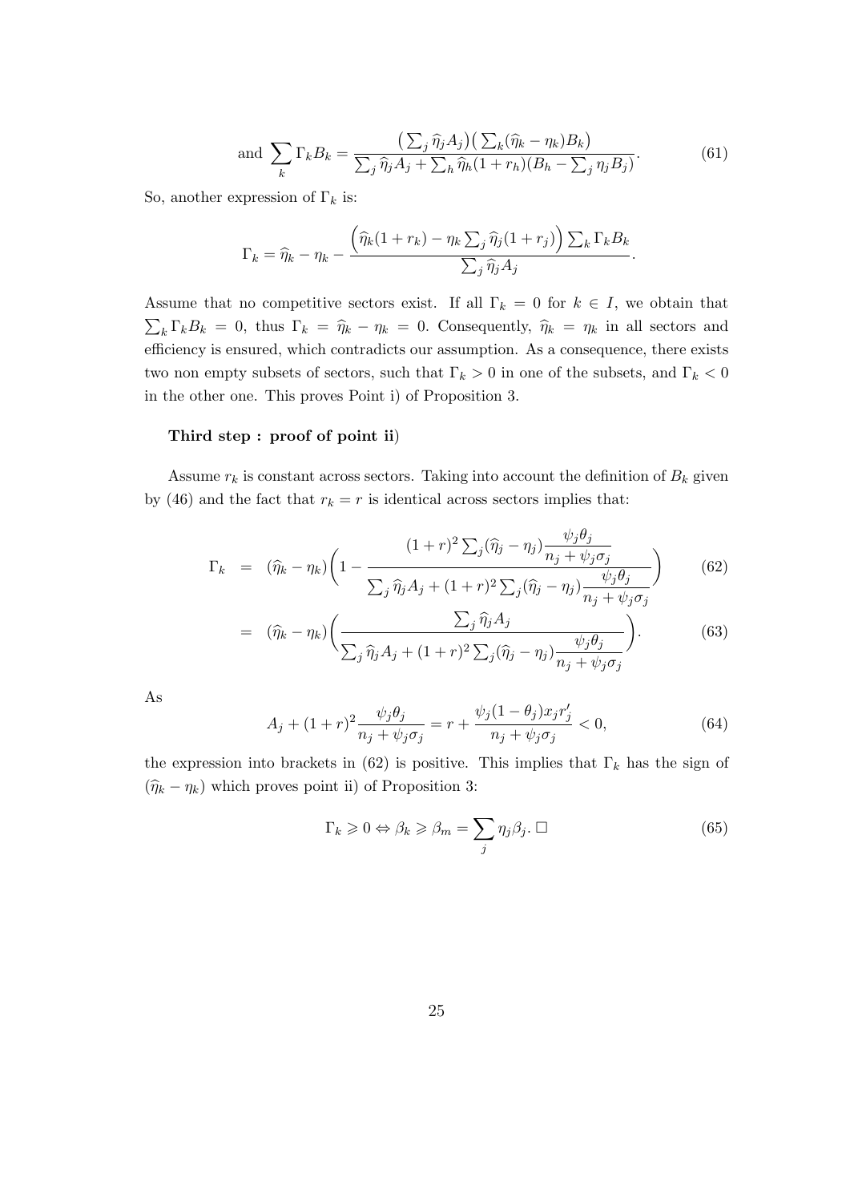$$\text{and } \sum_k \Gamma_k B_k = \frac{\left(\sum_j \widehat{\eta}_j A_j\right)\left(\sum_k (\widehat{\eta}_k - \eta_k) B_k\right)}{\sum_j \widehat{\eta}_j A_j + \sum_h \widehat{\eta}_h (1+r_h)(B_h - \sum_j \eta_j B_j)}. \tag{61}$$

So, another expression of $\Gamma_k$ is:

$$\Gamma_k = \widehat{\eta}_k - \eta_k - \frac{\left(\widehat{\eta}_k(1+r_k) - \eta_k \sum_j \widehat{\eta}_j(1+r_j)\right) \sum_k \Gamma_k B_k}{\sum_j \widehat{\eta}_j A_j}.$$

Assume that no competitive sectors exist. If all $\Gamma_k = 0$ for $k \in I$, we obtain that $\sum_k \Gamma_k B_k = 0$, thus $\Gamma_k = \widehat{\eta}_k - \eta_k = 0$. Consequently, $\widehat{\eta}_k = \eta_k$ in all sectors and efficiency is ensured, which contradicts our assumption. As a consequence, there exists two non empty subsets of sectors, such that $\Gamma_k > 0$ in one of the subsets, and $\Gamma_k < 0$ in the other one. This proves Point i) of Proposition 3.

**Third step : proof of point ii**)

Assume $r_k$ is constant across sectors. Taking into account the definition of $B_k$ given by (46) and the fact that $r_k = r$ is identical across sectors implies that:

$$\begin{aligned}
\Gamma_k &= (\widehat{\eta}_k - \eta_k)\left(1 - \frac{(1+r)^2 \sum_j (\widehat{\eta}_j - \eta_j) \dfrac{\psi_j \theta_j}{n_j + \psi_j \sigma_j}}{\sum_j \widehat{\eta}_j A_j + (1+r)^2 \sum_j (\widehat{\eta}_j - \eta_j) \dfrac{\psi_j \theta_j}{n_j + \psi_j \sigma_j}}\right) &(62)\\
&= (\widehat{\eta}_k - \eta_k)\left(\frac{\sum_j \widehat{\eta}_j A_j}{\sum_j \widehat{\eta}_j A_j + (1+r)^2 \sum_j (\widehat{\eta}_j - \eta_j) \dfrac{\psi_j \theta_j}{n_j + \psi_j \sigma_j}}\right). &(63)
\end{aligned}$$

As

$$A_j + (1+r)^2 \frac{\psi_j \theta_j}{n_j + \psi_j \sigma_j} = r + \frac{\psi_j (1-\theta_j) x_j r_j'}{n_j + \psi_j \sigma_j} < 0, \tag{64}$$

the expression into brackets in (62) is positive. This implies that $\Gamma_k$ has the sign of $(\widehat{\eta}_k - \eta_k)$ which proves point ii) of Proposition 3:

$$\Gamma_k \gtrless 0 \Leftrightarrow \beta_k \gtrless \beta_m = \sum_j \eta_j \beta_j. \;\square \tag{65}$$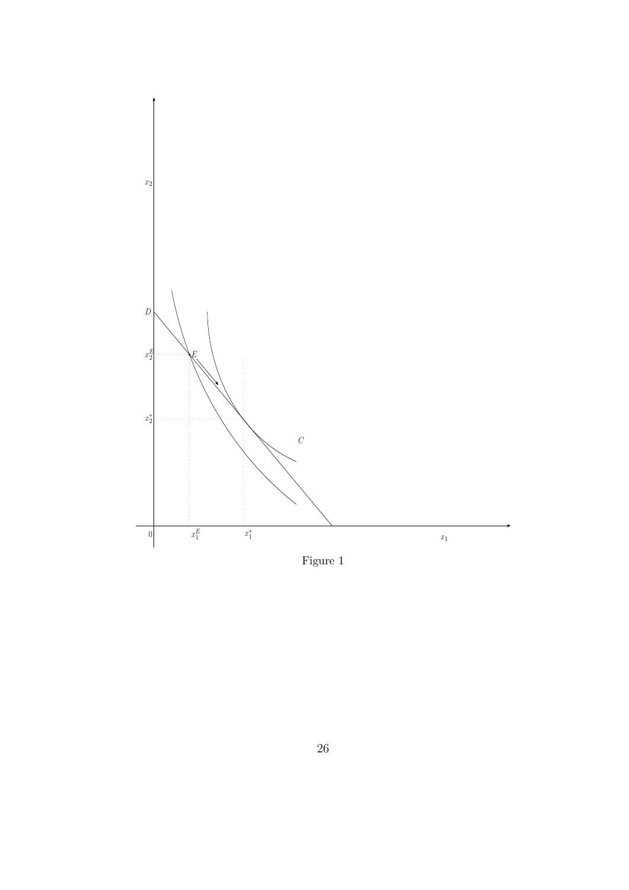$x_2$

$D$

$x_2^E$

$E$

$x_2^*$

$C$

$0$

$x_1^E$

$x_1^*$

$x_1$

Figure 1